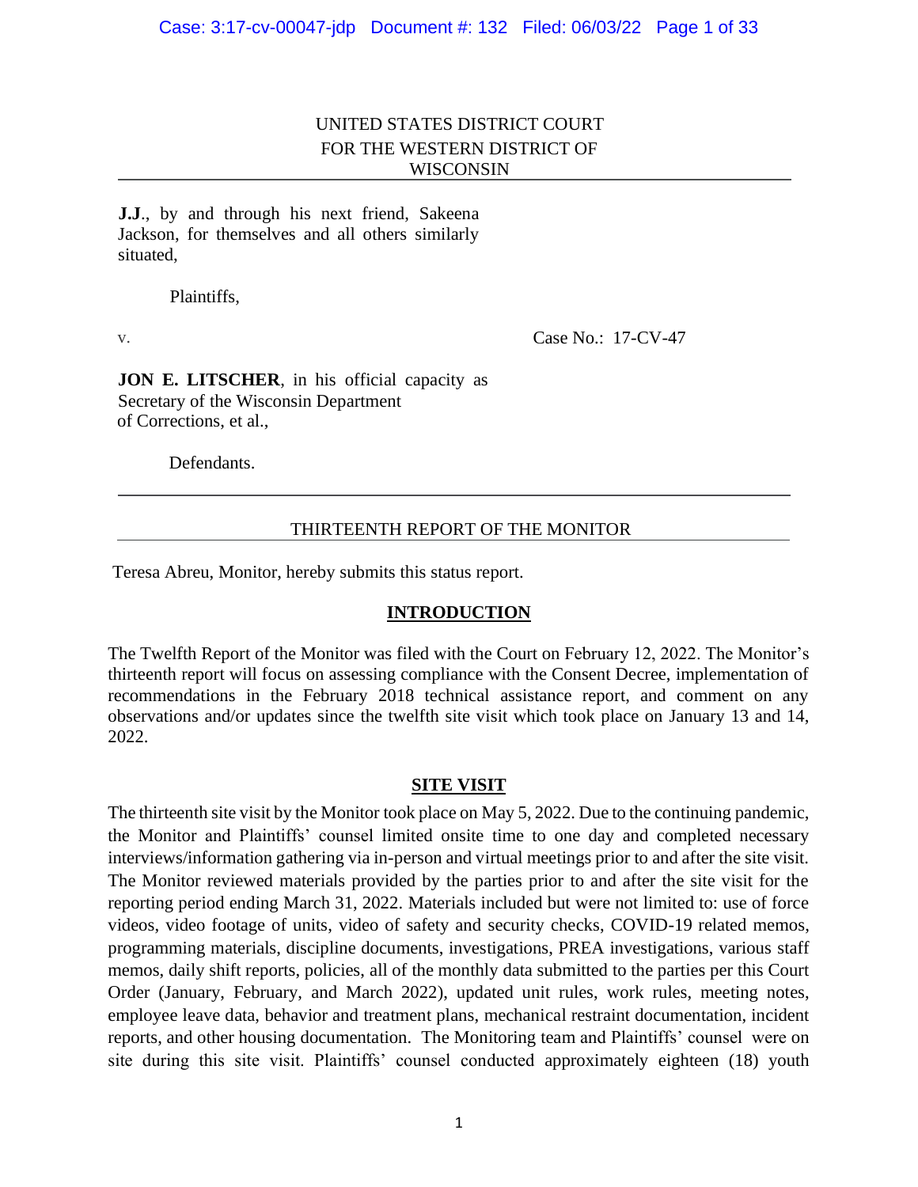UNITED STATES DISTRICT COURT
FOR THE WESTERN DISTRICT OF
WISCONSIN

**J.J**., by and through his next friend, Sakeena Jackson, for themselves and all others similarly situated,

Plaintiffs,

v. Case No.: 17-CV-47

**JON E. LITSCHER**, in his official capacity as Secretary of the Wisconsin Department of Corrections, et al.,

Defendants.

THIRTEENTH REPORT OF THE MONITOR

Teresa Abreu, Monitor, hereby submits this status report.

## INTRODUCTION

The Twelfth Report of the Monitor was filed with the Court on February 12, 2022. The Monitor's thirteenth report will focus on assessing compliance with the Consent Decree, implementation of recommendations in the February 2018 technical assistance report, and comment on any observations and/or updates since the twelfth site visit which took place on January 13 and 14, 2022.

## SITE VISIT

The thirteenth site visit by the Monitor took place on May 5, 2022. Due to the continuing pandemic, the Monitor and Plaintiffs' counsel limited onsite time to one day and completed necessary interviews/information gathering via in-person and virtual meetings prior to and after the site visit. The Monitor reviewed materials provided by the parties prior to and after the site visit for the reporting period ending March 31, 2022. Materials included but were not limited to: use of force videos, video footage of units, video of safety and security checks, COVID-19 related memos, programming materials, discipline documents, investigations, PREA investigations, various staff memos, daily shift reports, policies, all of the monthly data submitted to the parties per this Court Order (January, February, and March 2022), updated unit rules, work rules, meeting notes, employee leave data, behavior and treatment plans, mechanical restraint documentation, incident reports, and other housing documentation. The Monitoring team and Plaintiffs' counsel were on site during this site visit. Plaintiffs' counsel conducted approximately eighteen (18) youth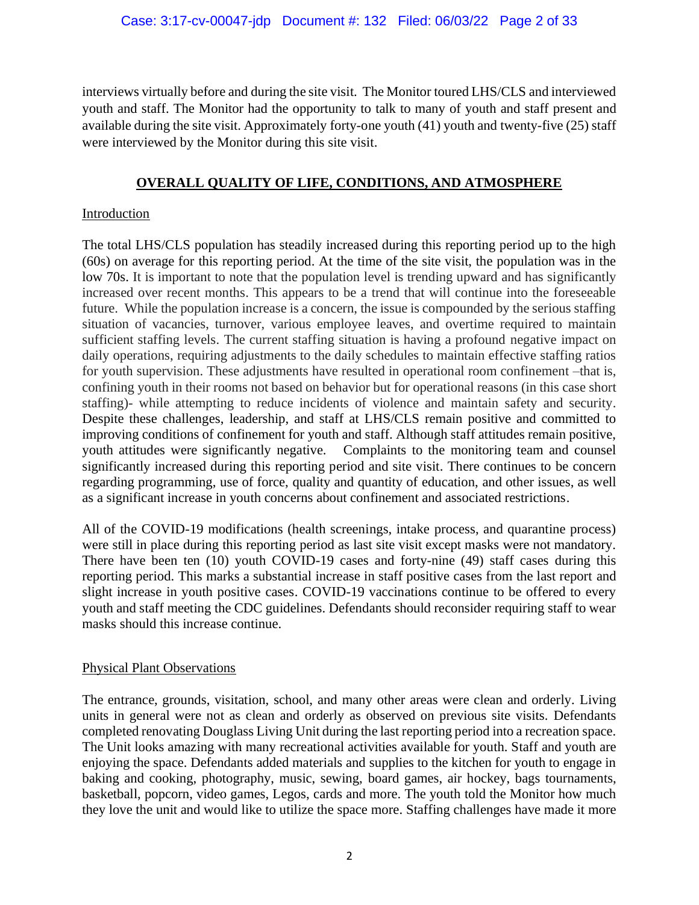interviews virtually before and during the site visit. The Monitor toured LHS/CLS and interviewed youth and staff. The Monitor had the opportunity to talk to many of youth and staff present and available during the site visit. Approximately forty-one youth (41) youth and twenty-five (25) staff were interviewed by the Monitor during this site visit.

## OVERALL QUALITY OF LIFE, CONDITIONS, AND ATMOSPHERE

### Introduction

The total LHS/CLS population has steadily increased during this reporting period up to the high (60s) on average for this reporting period. At the time of the site visit, the population was in the low 70s. It is important to note that the population level is trending upward and has significantly increased over recent months. This appears to be a trend that will continue into the foreseeable future. While the population increase is a concern, the issue is compounded by the serious staffing situation of vacancies, turnover, various employee leaves, and overtime required to maintain sufficient staffing levels. The current staffing situation is having a profound negative impact on daily operations, requiring adjustments to the daily schedules to maintain effective staffing ratios for youth supervision. These adjustments have resulted in operational room confinement –that is, confining youth in their rooms not based on behavior but for operational reasons (in this case short staffing)- while attempting to reduce incidents of violence and maintain safety and security. Despite these challenges, leadership, and staff at LHS/CLS remain positive and committed to improving conditions of confinement for youth and staff. Although staff attitudes remain positive, youth attitudes were significantly negative. Complaints to the monitoring team and counsel significantly increased during this reporting period and site visit. There continues to be concern regarding programming, use of force, quality and quantity of education, and other issues, as well as a significant increase in youth concerns about confinement and associated restrictions.

All of the COVID-19 modifications (health screenings, intake process, and quarantine process) were still in place during this reporting period as last site visit except masks were not mandatory. There have been ten (10) youth COVID-19 cases and forty-nine (49) staff cases during this reporting period. This marks a substantial increase in staff positive cases from the last report and slight increase in youth positive cases. COVID-19 vaccinations continue to be offered to every youth and staff meeting the CDC guidelines. Defendants should reconsider requiring staff to wear masks should this increase continue.

### Physical Plant Observations

The entrance, grounds, visitation, school, and many other areas were clean and orderly. Living units in general were not as clean and orderly as observed on previous site visits. Defendants completed renovating Douglass Living Unit during the last reporting period into a recreation space. The Unit looks amazing with many recreational activities available for youth. Staff and youth are enjoying the space. Defendants added materials and supplies to the kitchen for youth to engage in baking and cooking, photography, music, sewing, board games, air hockey, bags tournaments, basketball, popcorn, video games, Legos, cards and more. The youth told the Monitor how much they love the unit and would like to utilize the space more. Staffing challenges have made it more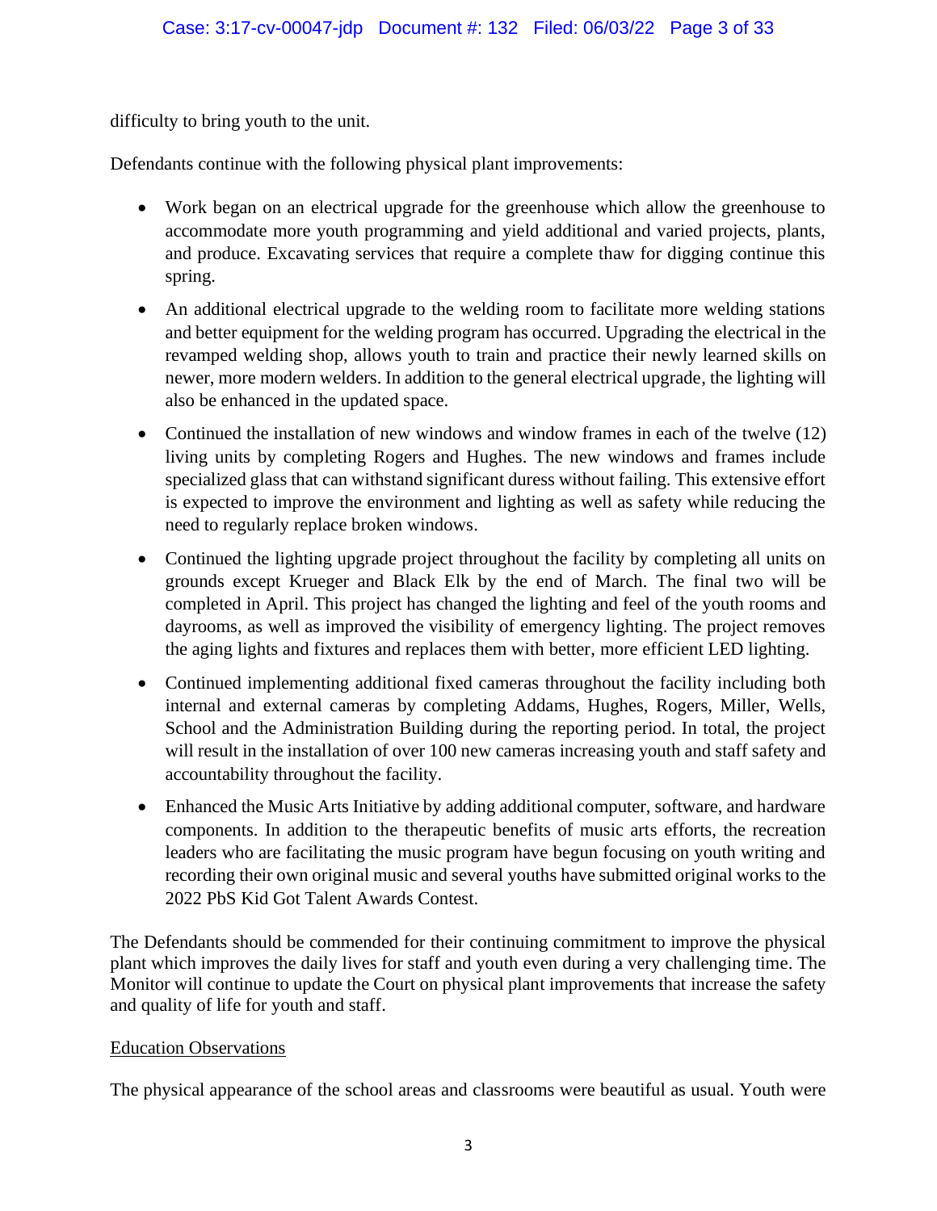difficulty to bring youth to the unit.

Defendants continue with the following physical plant improvements:

- Work began on an electrical upgrade for the greenhouse which allow the greenhouse to accommodate more youth programming and yield additional and varied projects, plants, and produce. Excavating services that require a complete thaw for digging continue this spring.
- An additional electrical upgrade to the welding room to facilitate more welding stations and better equipment for the welding program has occurred. Upgrading the electrical in the revamped welding shop, allows youth to train and practice their newly learned skills on newer, more modern welders. In addition to the general electrical upgrade, the lighting will also be enhanced in the updated space.
- Continued the installation of new windows and window frames in each of the twelve (12) living units by completing Rogers and Hughes. The new windows and frames include specialized glass that can withstand significant duress without failing. This extensive effort is expected to improve the environment and lighting as well as safety while reducing the need to regularly replace broken windows.
- Continued the lighting upgrade project throughout the facility by completing all units on grounds except Krueger and Black Elk by the end of March. The final two will be completed in April. This project has changed the lighting and feel of the youth rooms and dayrooms, as well as improved the visibility of emergency lighting. The project removes the aging lights and fixtures and replaces them with better, more efficient LED lighting.
- Continued implementing additional fixed cameras throughout the facility including both internal and external cameras by completing Addams, Hughes, Rogers, Miller, Wells, School and the Administration Building during the reporting period. In total, the project will result in the installation of over 100 new cameras increasing youth and staff safety and accountability throughout the facility.
- Enhanced the Music Arts Initiative by adding additional computer, software, and hardware components. In addition to the therapeutic benefits of music arts efforts, the recreation leaders who are facilitating the music program have begun focusing on youth writing and recording their own original music and several youths have submitted original works to the 2022 PbS Kid Got Talent Awards Contest.

The Defendants should be commended for their continuing commitment to improve the physical plant which improves the daily lives for staff and youth even during a very challenging time. The Monitor will continue to update the Court on physical plant improvements that increase the safety and quality of life for youth and staff.

Education Observations

The physical appearance of the school areas and classrooms were beautiful as usual. Youth were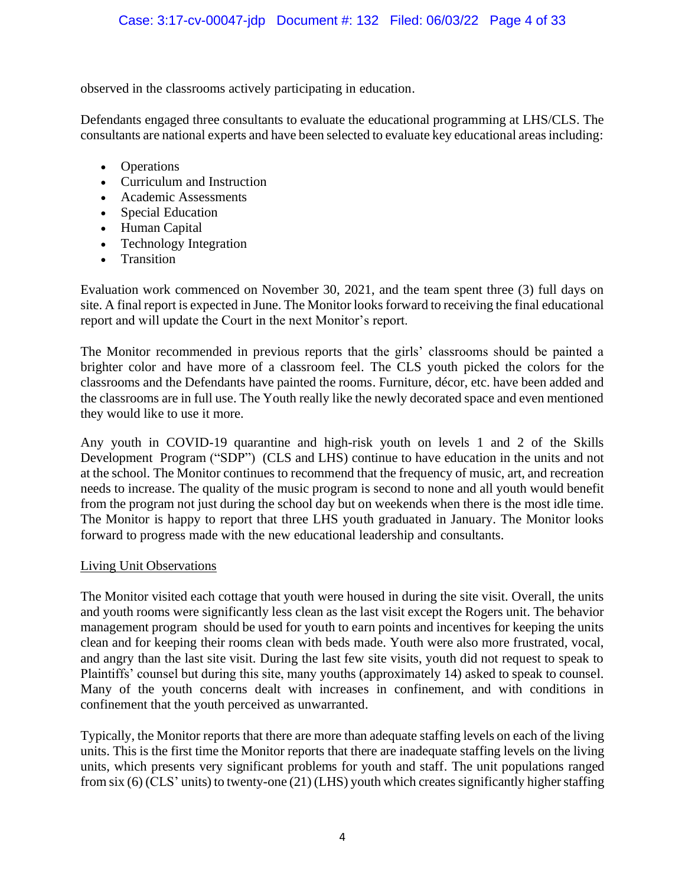observed in the classrooms actively participating in education.

Defendants engaged three consultants to evaluate the educational programming at LHS/CLS. The consultants are national experts and have been selected to evaluate key educational areas including:

- Operations
- Curriculum and Instruction
- Academic Assessments
- Special Education
- Human Capital
- Technology Integration
- Transition

Evaluation work commenced on November 30, 2021, and the team spent three (3) full days on site. A final report is expected in June. The Monitor looks forward to receiving the final educational report and will update the Court in the next Monitor's report.

The Monitor recommended in previous reports that the girls' classrooms should be painted a brighter color and have more of a classroom feel. The CLS youth picked the colors for the classrooms and the Defendants have painted the rooms. Furniture, décor, etc. have been added and the classrooms are in full use. The Youth really like the newly decorated space and even mentioned they would like to use it more.

Any youth in COVID-19 quarantine and high-risk youth on levels 1 and 2 of the Skills Development Program ("SDP") (CLS and LHS) continue to have education in the units and not at the school. The Monitor continues to recommend that the frequency of music, art, and recreation needs to increase. The quality of the music program is second to none and all youth would benefit from the program not just during the school day but on weekends when there is the most idle time. The Monitor is happy to report that three LHS youth graduated in January. The Monitor looks forward to progress made with the new educational leadership and consultants.

<u>Living Unit Observations</u>

The Monitor visited each cottage that youth were housed in during the site visit. Overall, the units and youth rooms were significantly less clean as the last visit except the Rogers unit. The behavior management program should be used for youth to earn points and incentives for keeping the units clean and for keeping their rooms clean with beds made. Youth were also more frustrated, vocal, and angry than the last site visit. During the last few site visits, youth did not request to speak to Plaintiffs' counsel but during this site, many youths (approximately 14) asked to speak to counsel. Many of the youth concerns dealt with increases in confinement, and with conditions in confinement that the youth perceived as unwarranted.

Typically, the Monitor reports that there are more than adequate staffing levels on each of the living units. This is the first time the Monitor reports that there are inadequate staffing levels on the living units, which presents very significant problems for youth and staff. The unit populations ranged from six (6) (CLS' units) to twenty-one (21) (LHS) youth which creates significantly higher staffing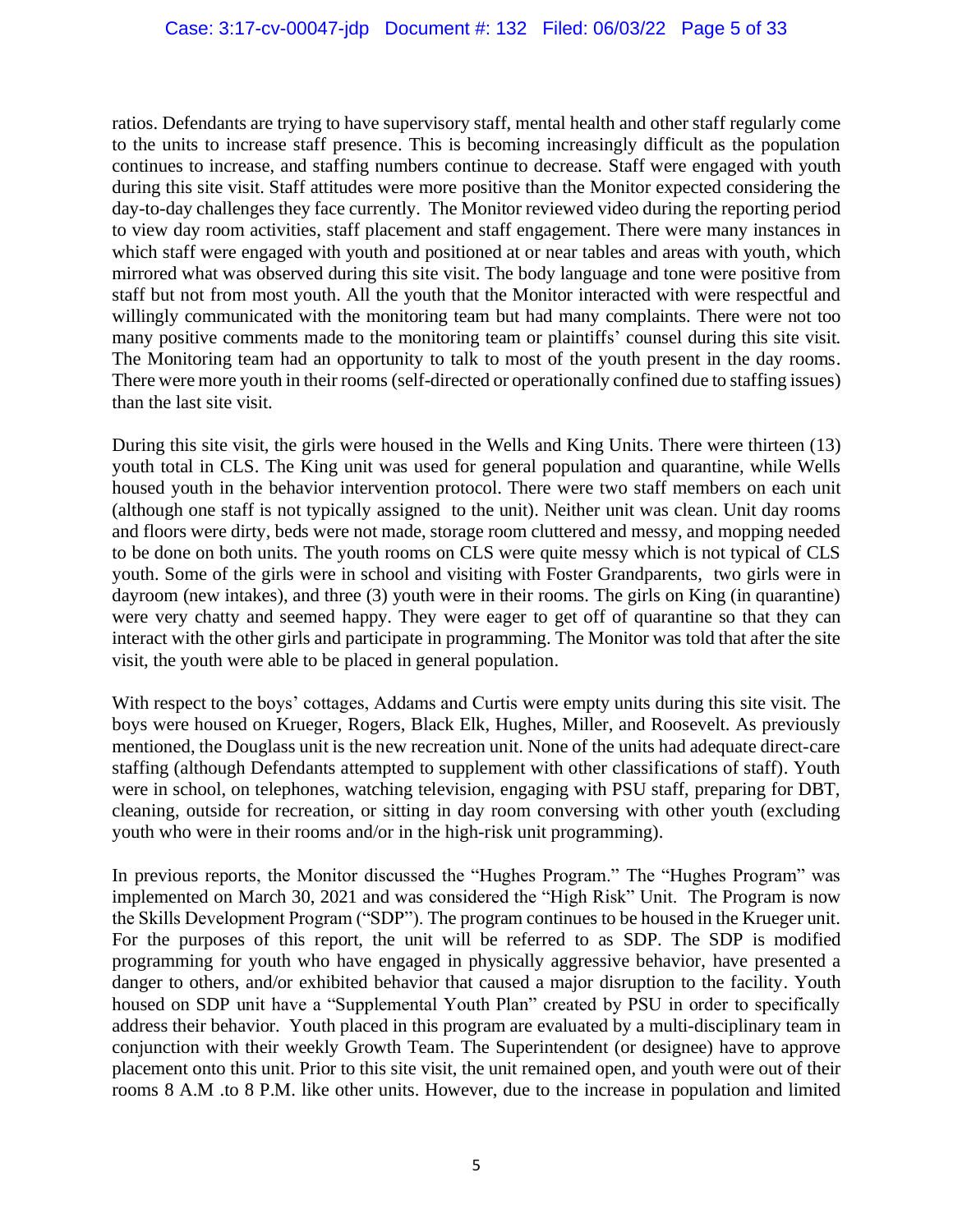ratios. Defendants are trying to have supervisory staff, mental health and other staff regularly come to the units to increase staff presence. This is becoming increasingly difficult as the population continues to increase, and staffing numbers continue to decrease. Staff were engaged with youth during this site visit. Staff attitudes were more positive than the Monitor expected considering the day-to-day challenges they face currently. The Monitor reviewed video during the reporting period to view day room activities, staff placement and staff engagement. There were many instances in which staff were engaged with youth and positioned at or near tables and areas with youth, which mirrored what was observed during this site visit. The body language and tone were positive from staff but not from most youth. All the youth that the Monitor interacted with were respectful and willingly communicated with the monitoring team but had many complaints. There were not too many positive comments made to the monitoring team or plaintiffs' counsel during this site visit. The Monitoring team had an opportunity to talk to most of the youth present in the day rooms. There were more youth in their rooms (self-directed or operationally confined due to staffing issues) than the last site visit.

During this site visit, the girls were housed in the Wells and King Units. There were thirteen (13) youth total in CLS. The King unit was used for general population and quarantine, while Wells housed youth in the behavior intervention protocol. There were two staff members on each unit (although one staff is not typically assigned to the unit). Neither unit was clean. Unit day rooms and floors were dirty, beds were not made, storage room cluttered and messy, and mopping needed to be done on both units. The youth rooms on CLS were quite messy which is not typical of CLS youth. Some of the girls were in school and visiting with Foster Grandparents, two girls were in dayroom (new intakes), and three (3) youth were in their rooms. The girls on King (in quarantine) were very chatty and seemed happy. They were eager to get off of quarantine so that they can interact with the other girls and participate in programming. The Monitor was told that after the site visit, the youth were able to be placed in general population.

With respect to the boys' cottages, Addams and Curtis were empty units during this site visit. The boys were housed on Krueger, Rogers, Black Elk, Hughes, Miller, and Roosevelt. As previously mentioned, the Douglass unit is the new recreation unit. None of the units had adequate direct-care staffing (although Defendants attempted to supplement with other classifications of staff). Youth were in school, on telephones, watching television, engaging with PSU staff, preparing for DBT, cleaning, outside for recreation, or sitting in day room conversing with other youth (excluding youth who were in their rooms and/or in the high-risk unit programming).

In previous reports, the Monitor discussed the "Hughes Program." The "Hughes Program" was implemented on March 30, 2021 and was considered the "High Risk" Unit. The Program is now the Skills Development Program ("SDP"). The program continues to be housed in the Krueger unit. For the purposes of this report, the unit will be referred to as SDP. The SDP is modified programming for youth who have engaged in physically aggressive behavior, have presented a danger to others, and/or exhibited behavior that caused a major disruption to the facility. Youth housed on SDP unit have a "Supplemental Youth Plan" created by PSU in order to specifically address their behavior. Youth placed in this program are evaluated by a multi-disciplinary team in conjunction with their weekly Growth Team. The Superintendent (or designee) have to approve placement onto this unit. Prior to this site visit, the unit remained open, and youth were out of their rooms 8 A.M .to 8 P.M. like other units. However, due to the increase in population and limited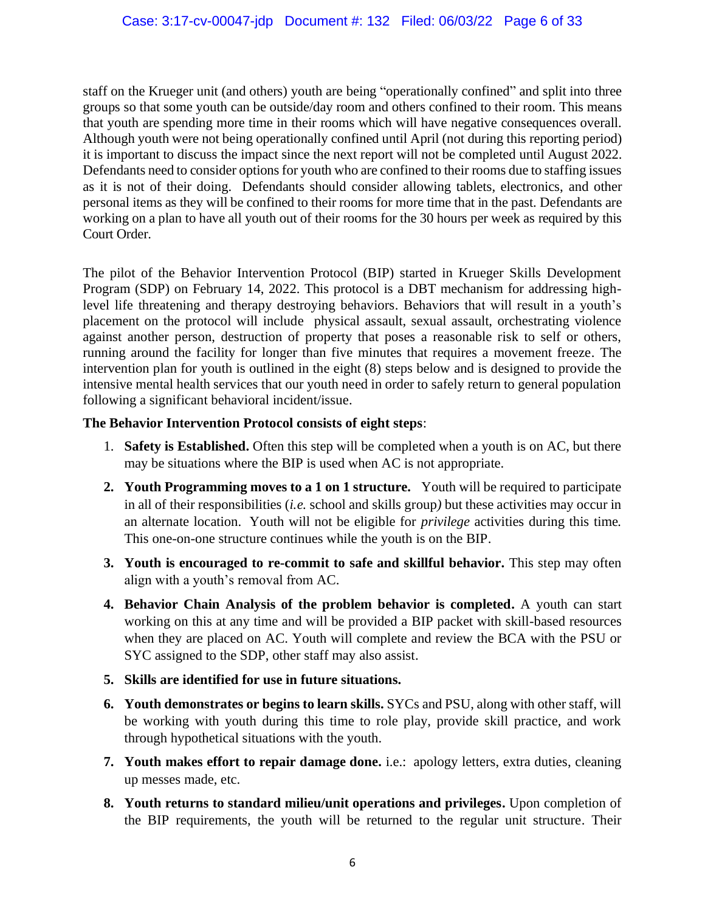staff on the Krueger unit (and others) youth are being "operationally confined" and split into three groups so that some youth can be outside/day room and others confined to their room. This means that youth are spending more time in their rooms which will have negative consequences overall. Although youth were not being operationally confined until April (not during this reporting period) it is important to discuss the impact since the next report will not be completed until August 2022. Defendants need to consider options for youth who are confined to their rooms due to staffing issues as it is not of their doing. Defendants should consider allowing tablets, electronics, and other personal items as they will be confined to their rooms for more time that in the past. Defendants are working on a plan to have all youth out of their rooms for the 30 hours per week as required by this Court Order.

The pilot of the Behavior Intervention Protocol (BIP) started in Krueger Skills Development Program (SDP) on February 14, 2022. This protocol is a DBT mechanism for addressing high-level life threatening and therapy destroying behaviors. Behaviors that will result in a youth's placement on the protocol will include physical assault, sexual assault, orchestrating violence against another person, destruction of property that poses a reasonable risk to self or others, running around the facility for longer than five minutes that requires a movement freeze. The intervention plan for youth is outlined in the eight (8) steps below and is designed to provide the intensive mental health services that our youth need in order to safely return to general population following a significant behavioral incident/issue.

**The Behavior Intervention Protocol consists of eight steps**:

1. **Safety is Established.** Often this step will be completed when a youth is on AC, but there may be situations where the BIP is used when AC is not appropriate.
2. **Youth Programming moves to a 1 on 1 structure.** Youth will be required to participate in all of their responsibilities (*i.e.* school and skills group) but these activities may occur in an alternate location. Youth will not be eligible for *privilege* activities during this time. This one-on-one structure continues while the youth is on the BIP.
3. **Youth is encouraged to re-commit to safe and skillful behavior.** This step may often align with a youth's removal from AC.
4. **Behavior Chain Analysis of the problem behavior is completed.** A youth can start working on this at any time and will be provided a BIP packet with skill-based resources when they are placed on AC. Youth will complete and review the BCA with the PSU or SYC assigned to the SDP, other staff may also assist.
5. **Skills are identified for use in future situations.**
6. **Youth demonstrates or begins to learn skills.** SYCs and PSU, along with other staff, will be working with youth during this time to role play, provide skill practice, and work through hypothetical situations with the youth.
7. **Youth makes effort to repair damage done.** i.e.: apology letters, extra duties, cleaning up messes made, etc.
8. **Youth returns to standard milieu/unit operations and privileges.** Upon completion of the BIP requirements, the youth will be returned to the regular unit structure. Their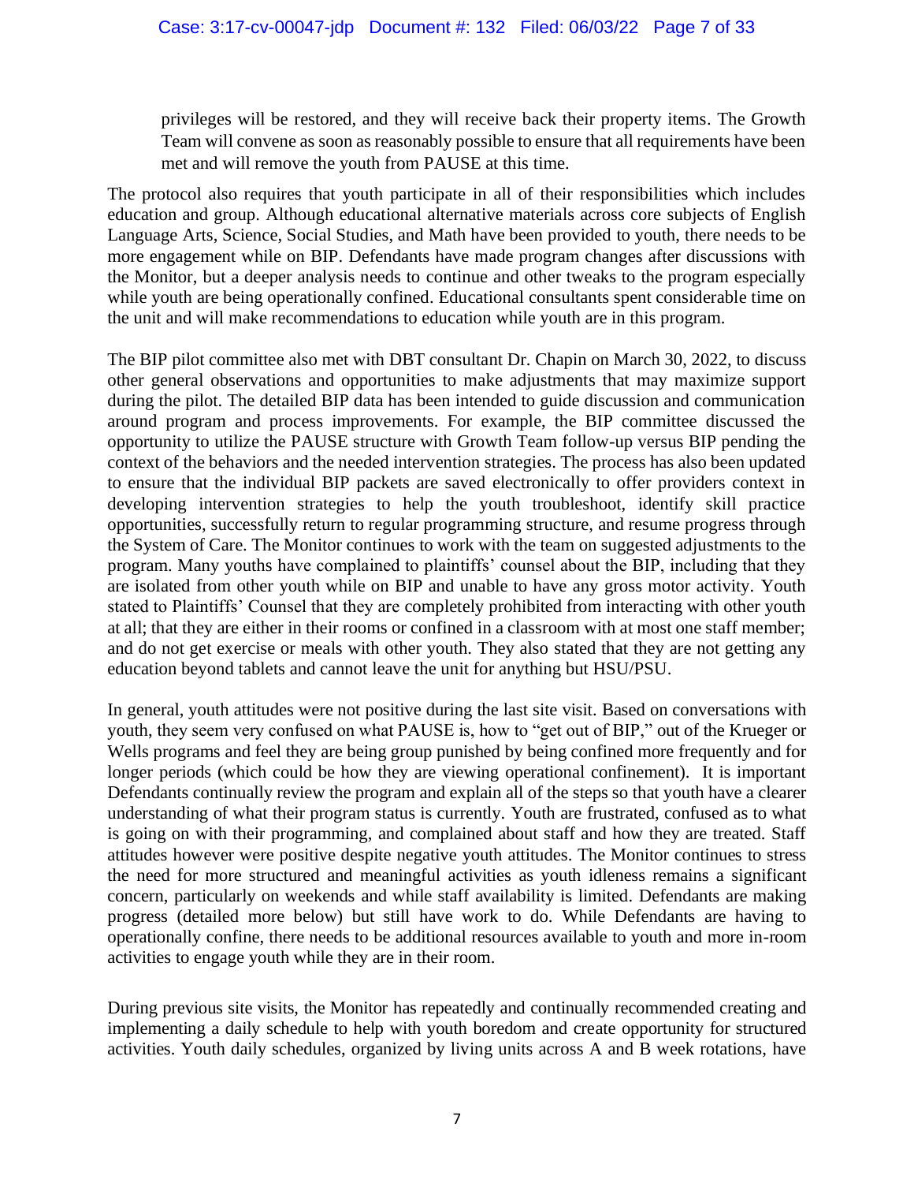> privileges will be restored, and they will receive back their property items. The Growth Team will convene as soon as reasonably possible to ensure that all requirements have been met and will remove the youth from PAUSE at this time.

The protocol also requires that youth participate in all of their responsibilities which includes education and group. Although educational alternative materials across core subjects of English Language Arts, Science, Social Studies, and Math have been provided to youth, there needs to be more engagement while on BIP. Defendants have made program changes after discussions with the Monitor, but a deeper analysis needs to continue and other tweaks to the program especially while youth are being operationally confined. Educational consultants spent considerable time on the unit and will make recommendations to education while youth are in this program.

The BIP pilot committee also met with DBT consultant Dr. Chapin on March 30, 2022, to discuss other general observations and opportunities to make adjustments that may maximize support during the pilot. The detailed BIP data has been intended to guide discussion and communication around program and process improvements. For example, the BIP committee discussed the opportunity to utilize the PAUSE structure with Growth Team follow-up versus BIP pending the context of the behaviors and the needed intervention strategies. The process has also been updated to ensure that the individual BIP packets are saved electronically to offer providers context in developing intervention strategies to help the youth troubleshoot, identify skill practice opportunities, successfully return to regular programming structure, and resume progress through the System of Care. The Monitor continues to work with the team on suggested adjustments to the program. Many youths have complained to plaintiffs' counsel about the BIP, including that they are isolated from other youth while on BIP and unable to have any gross motor activity. Youth stated to Plaintiffs' Counsel that they are completely prohibited from interacting with other youth at all; that they are either in their rooms or confined in a classroom with at most one staff member; and do not get exercise or meals with other youth. They also stated that they are not getting any education beyond tablets and cannot leave the unit for anything but HSU/PSU.

In general, youth attitudes were not positive during the last site visit. Based on conversations with youth, they seem very confused on what PAUSE is, how to "get out of BIP," out of the Krueger or Wells programs and feel they are being group punished by being confined more frequently and for longer periods (which could be how they are viewing operational confinement). It is important Defendants continually review the program and explain all of the steps so that youth have a clearer understanding of what their program status is currently. Youth are frustrated, confused as to what is going on with their programming, and complained about staff and how they are treated. Staff attitudes however were positive despite negative youth attitudes. The Monitor continues to stress the need for more structured and meaningful activities as youth idleness remains a significant concern, particularly on weekends and while staff availability is limited. Defendants are making progress (detailed more below) but still have work to do. While Defendants are having to operationally confine, there needs to be additional resources available to youth and more in-room activities to engage youth while they are in their room.

During previous site visits, the Monitor has repeatedly and continually recommended creating and implementing a daily schedule to help with youth boredom and create opportunity for structured activities. Youth daily schedules, organized by living units across A and B week rotations, have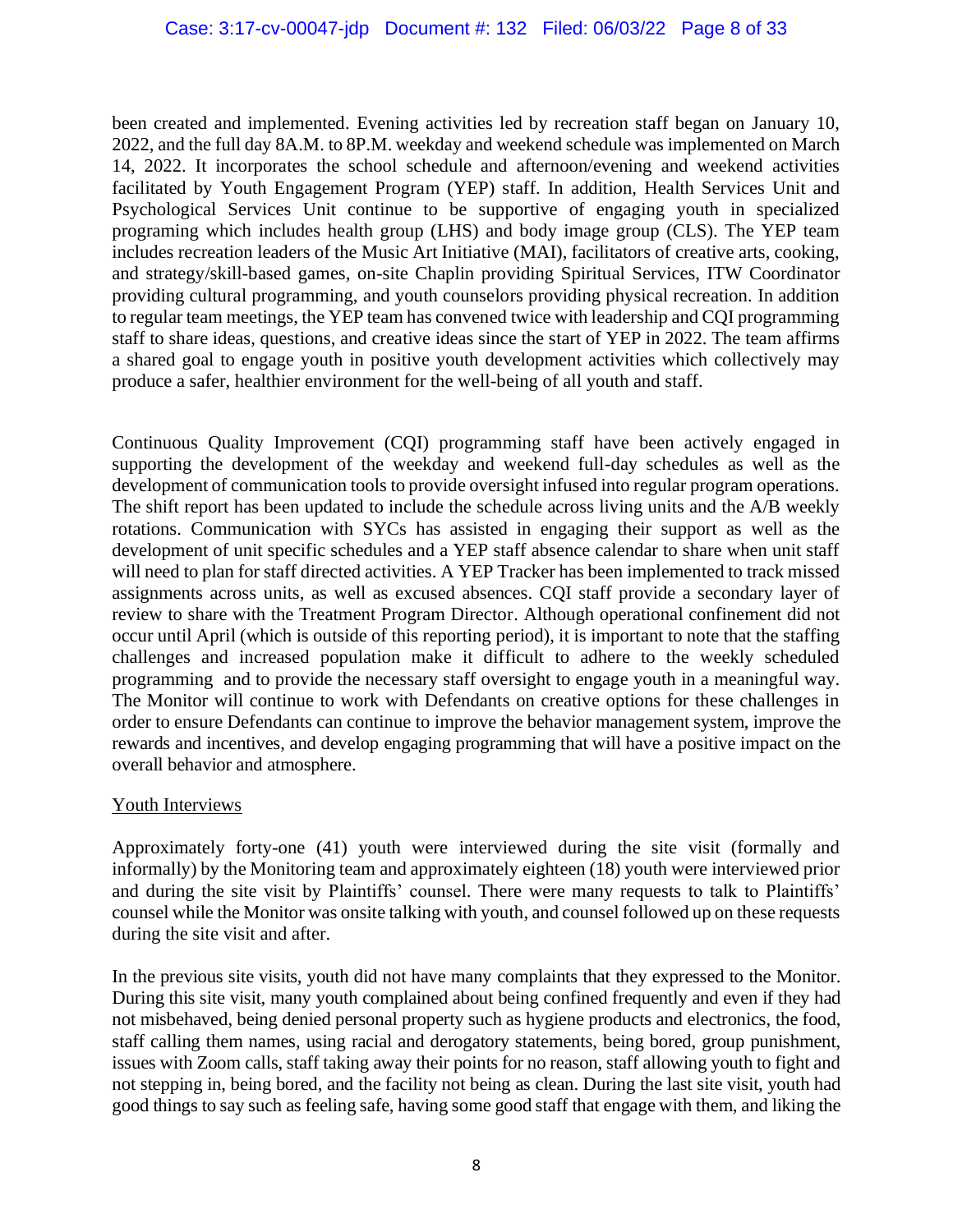been created and implemented. Evening activities led by recreation staff began on January 10, 2022, and the full day 8A.M. to 8P.M. weekday and weekend schedule was implemented on March 14, 2022. It incorporates the school schedule and afternoon/evening and weekend activities facilitated by Youth Engagement Program (YEP) staff. In addition, Health Services Unit and Psychological Services Unit continue to be supportive of engaging youth in specialized programing which includes health group (LHS) and body image group (CLS). The YEP team includes recreation leaders of the Music Art Initiative (MAI), facilitators of creative arts, cooking, and strategy/skill-based games, on-site Chaplin providing Spiritual Services, ITW Coordinator providing cultural programming, and youth counselors providing physical recreation. In addition to regular team meetings, the YEP team has convened twice with leadership and CQI programming staff to share ideas, questions, and creative ideas since the start of YEP in 2022. The team affirms a shared goal to engage youth in positive youth development activities which collectively may produce a safer, healthier environment for the well-being of all youth and staff.

Continuous Quality Improvement (CQI) programming staff have been actively engaged in supporting the development of the weekday and weekend full-day schedules as well as the development of communication tools to provide oversight infused into regular program operations. The shift report has been updated to include the schedule across living units and the A/B weekly rotations. Communication with SYCs has assisted in engaging their support as well as the development of unit specific schedules and a YEP staff absence calendar to share when unit staff will need to plan for staff directed activities. A YEP Tracker has been implemented to track missed assignments across units, as well as excused absences. CQI staff provide a secondary layer of review to share with the Treatment Program Director. Although operational confinement did not occur until April (which is outside of this reporting period), it is important to note that the staffing challenges and increased population make it difficult to adhere to the weekly scheduled programming and to provide the necessary staff oversight to engage youth in a meaningful way. The Monitor will continue to work with Defendants on creative options for these challenges in order to ensure Defendants can continue to improve the behavior management system, improve the rewards and incentives, and develop engaging programming that will have a positive impact on the overall behavior and atmosphere.

Youth Interviews

Approximately forty-one (41) youth were interviewed during the site visit (formally and informally) by the Monitoring team and approximately eighteen (18) youth were interviewed prior and during the site visit by Plaintiffs' counsel. There were many requests to talk to Plaintiffs' counsel while the Monitor was onsite talking with youth, and counsel followed up on these requests during the site visit and after.

In the previous site visits, youth did not have many complaints that they expressed to the Monitor. During this site visit, many youth complained about being confined frequently and even if they had not misbehaved, being denied personal property such as hygiene products and electronics, the food, staff calling them names, using racial and derogatory statements, being bored, group punishment, issues with Zoom calls, staff taking away their points for no reason, staff allowing youth to fight and not stepping in, being bored, and the facility not being as clean. During the last site visit, youth had good things to say such as feeling safe, having some good staff that engage with them, and liking the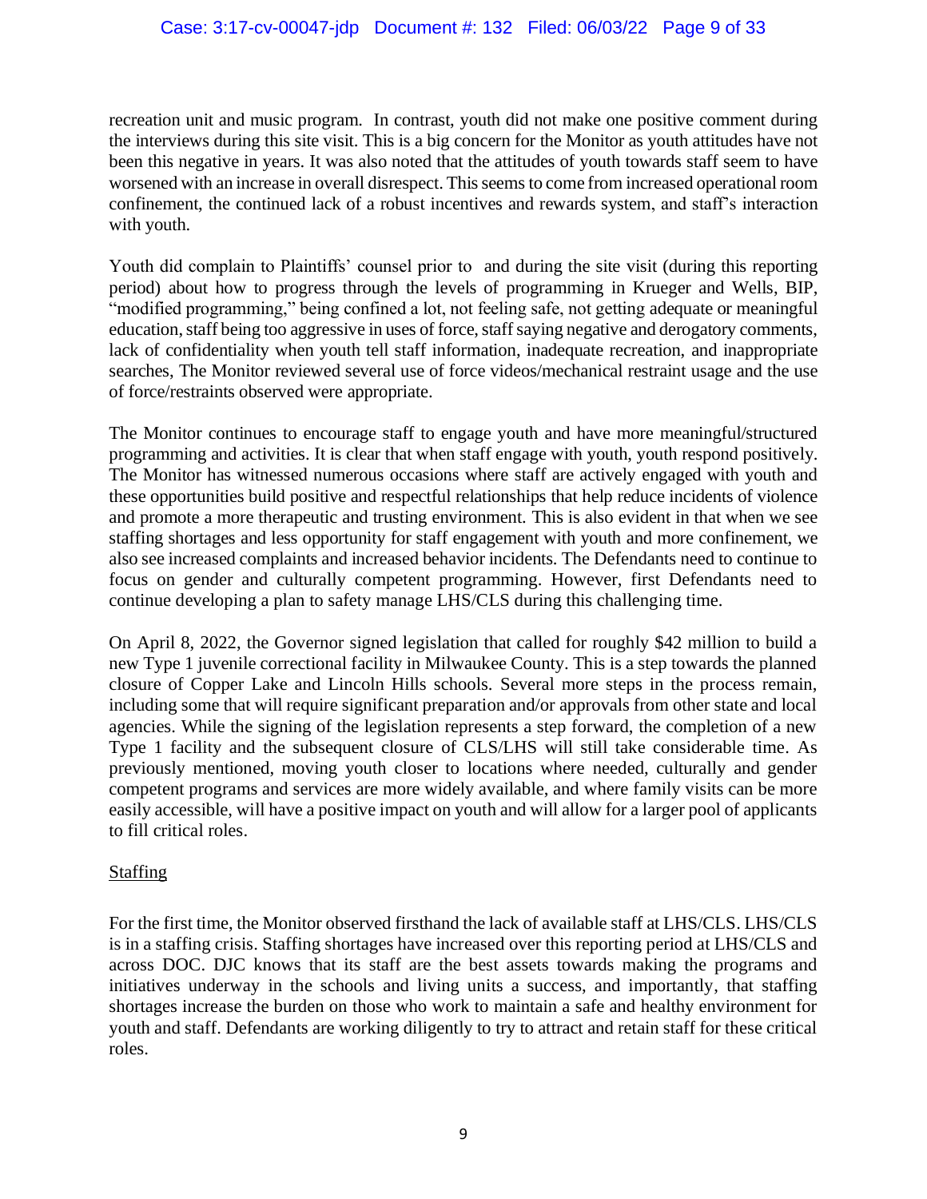recreation unit and music program. In contrast, youth did not make one positive comment during the interviews during this site visit. This is a big concern for the Monitor as youth attitudes have not been this negative in years. It was also noted that the attitudes of youth towards staff seem to have worsened with an increase in overall disrespect. This seems to come from increased operational room confinement, the continued lack of a robust incentives and rewards system, and staff's interaction with youth.

Youth did complain to Plaintiffs' counsel prior to and during the site visit (during this reporting period) about how to progress through the levels of programming in Krueger and Wells, BIP, "modified programming," being confined a lot, not feeling safe, not getting adequate or meaningful education, staff being too aggressive in uses of force, staff saying negative and derogatory comments, lack of confidentiality when youth tell staff information, inadequate recreation, and inappropriate searches, The Monitor reviewed several use of force videos/mechanical restraint usage and the use of force/restraints observed were appropriate.

The Monitor continues to encourage staff to engage youth and have more meaningful/structured programming and activities. It is clear that when staff engage with youth, youth respond positively. The Monitor has witnessed numerous occasions where staff are actively engaged with youth and these opportunities build positive and respectful relationships that help reduce incidents of violence and promote a more therapeutic and trusting environment. This is also evident in that when we see staffing shortages and less opportunity for staff engagement with youth and more confinement, we also see increased complaints and increased behavior incidents. The Defendants need to continue to focus on gender and culturally competent programming. However, first Defendants need to continue developing a plan to safety manage LHS/CLS during this challenging time.

On April 8, 2022, the Governor signed legislation that called for roughly $42 million to build a new Type 1 juvenile correctional facility in Milwaukee County. This is a step towards the planned closure of Copper Lake and Lincoln Hills schools. Several more steps in the process remain, including some that will require significant preparation and/or approvals from other state and local agencies. While the signing of the legislation represents a step forward, the completion of a new Type 1 facility and the subsequent closure of CLS/LHS will still take considerable time. As previously mentioned, moving youth closer to locations where needed, culturally and gender competent programs and services are more widely available, and where family visits can be more easily accessible, will have a positive impact on youth and will allow for a larger pool of applicants to fill critical roles.

Staffing

For the first time, the Monitor observed firsthand the lack of available staff at LHS/CLS. LHS/CLS is in a staffing crisis. Staffing shortages have increased over this reporting period at LHS/CLS and across DOC. DJC knows that its staff are the best assets towards making the programs and initiatives underway in the schools and living units a success, and importantly, that staffing shortages increase the burden on those who work to maintain a safe and healthy environment for youth and staff. Defendants are working diligently to try to attract and retain staff for these critical roles.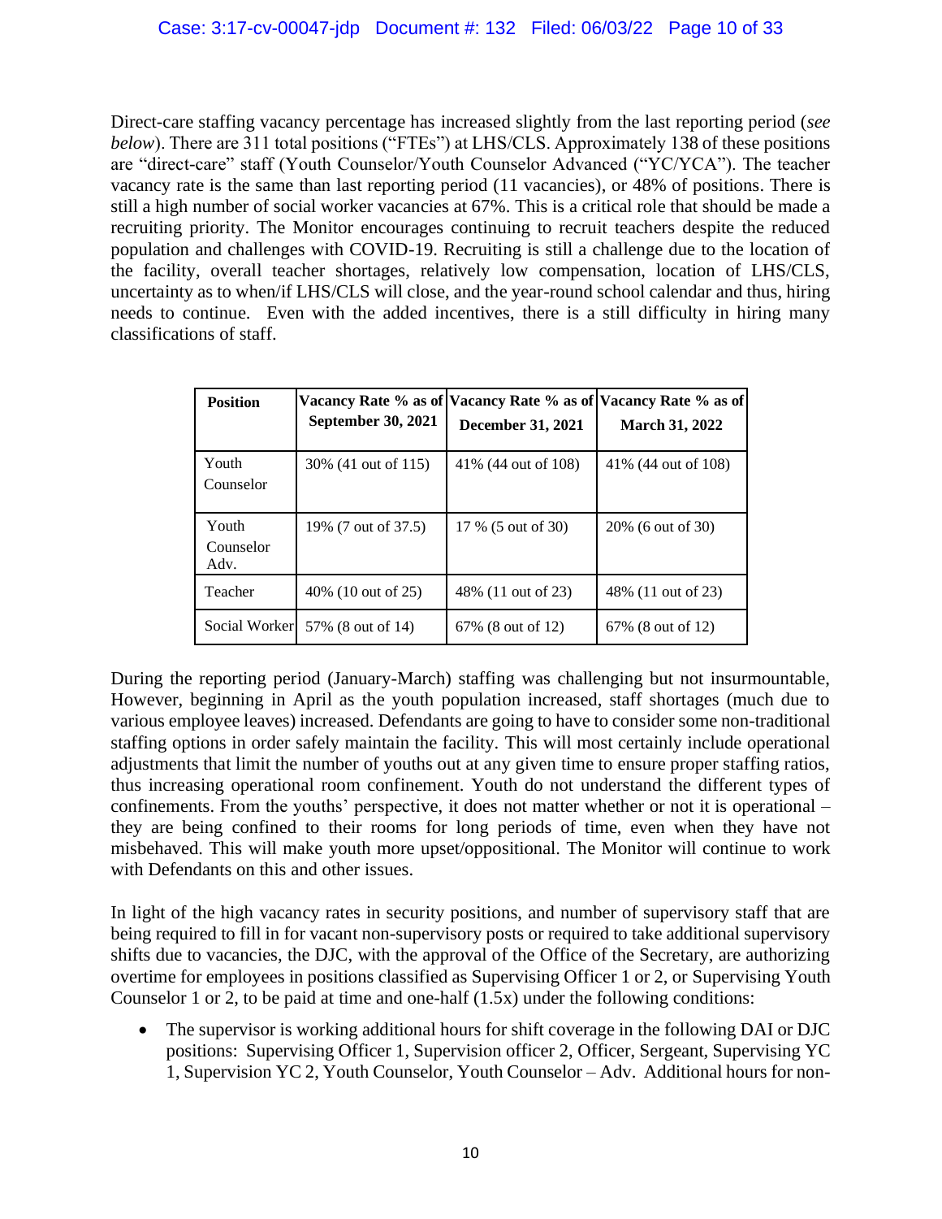Direct-care staffing vacancy percentage has increased slightly from the last reporting period (*see below*). There are 311 total positions ("FTEs") at LHS/CLS. Approximately 138 of these positions are "direct-care" staff (Youth Counselor/Youth Counselor Advanced ("YC/YCA"). The teacher vacancy rate is the same than last reporting period (11 vacancies), or 48% of positions. There is still a high number of social worker vacancies at 67%. This is a critical role that should be made a recruiting priority. The Monitor encourages continuing to recruit teachers despite the reduced population and challenges with COVID-19. Recruiting is still a challenge due to the location of the facility, overall teacher shortages, relatively low compensation, location of LHS/CLS, uncertainty as to when/if LHS/CLS will close, and the year-round school calendar and thus, hiring needs to continue. Even with the added incentives, there is a still difficulty in hiring many classifications of staff.

| **Position** | **Vacancy Rate % as of September 30, 2021** | **Vacancy Rate % as of December 31, 2021** | **Vacancy Rate % as of March 31, 2022** |
|---|---|---|---|
| Youth Counselor | 30% (41 out of 115) | 41% (44 out of 108) | 41% (44 out of 108) |
| Youth Counselor Adv. | 19% (7 out of 37.5) | 17 % (5 out of 30) | 20% (6 out of 30) |
| Teacher | 40% (10 out of 25) | 48% (11 out of 23) | 48% (11 out of 23) |
| Social Worker | 57% (8 out of 14) | 67% (8 out of 12) | 67% (8 out of 12) |

During the reporting period (January-March) staffing was challenging but not insurmountable, However, beginning in April as the youth population increased, staff shortages (much due to various employee leaves) increased. Defendants are going to have to consider some non-traditional staffing options in order safely maintain the facility. This will most certainly include operational adjustments that limit the number of youths out at any given time to ensure proper staffing ratios, thus increasing operational room confinement. Youth do not understand the different types of confinements. From the youths' perspective, it does not matter whether or not it is operational – they are being confined to their rooms for long periods of time, even when they have not misbehaved. This will make youth more upset/oppositional. The Monitor will continue to work with Defendants on this and other issues.

In light of the high vacancy rates in security positions, and number of supervisory staff that are being required to fill in for vacant non-supervisory posts or required to take additional supervisory shifts due to vacancies, the DJC, with the approval of the Office of the Secretary, are authorizing overtime for employees in positions classified as Supervising Officer 1 or 2, or Supervising Youth Counselor 1 or 2, to be paid at time and one-half (1.5x) under the following conditions:

- The supervisor is working additional hours for shift coverage in the following DAI or DJC positions: Supervising Officer 1, Supervision officer 2, Officer, Sergeant, Supervising YC 1, Supervision YC 2, Youth Counselor, Youth Counselor – Adv. Additional hours for non-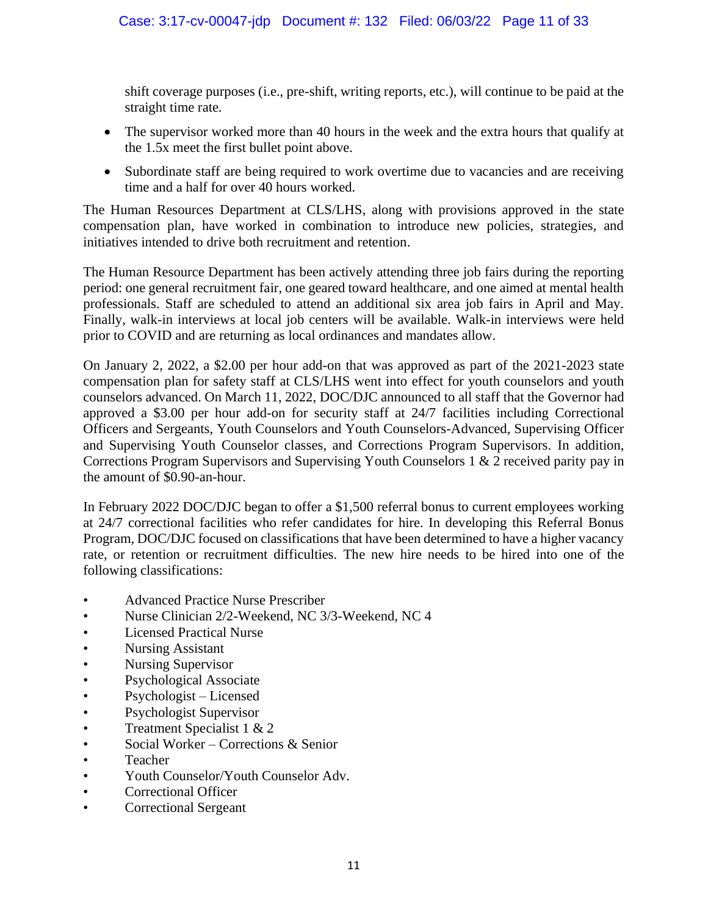shift coverage purposes (i.e., pre-shift, writing reports, etc.), will continue to be paid at the straight time rate.

- The supervisor worked more than 40 hours in the week and the extra hours that qualify at the 1.5x meet the first bullet point above.
- Subordinate staff are being required to work overtime due to vacancies and are receiving time and a half for over 40 hours worked.

The Human Resources Department at CLS/LHS, along with provisions approved in the state compensation plan, have worked in combination to introduce new policies, strategies, and initiatives intended to drive both recruitment and retention.

The Human Resource Department has been actively attending three job fairs during the reporting period: one general recruitment fair, one geared toward healthcare, and one aimed at mental health professionals. Staff are scheduled to attend an additional six area job fairs in April and May. Finally, walk-in interviews at local job centers will be available. Walk-in interviews were held prior to COVID and are returning as local ordinances and mandates allow.

On January 2, 2022, a $2.00 per hour add-on that was approved as part of the 2021-2023 state compensation plan for safety staff at CLS/LHS went into effect for youth counselors and youth counselors advanced. On March 11, 2022, DOC/DJC announced to all staff that the Governor had approved a $3.00 per hour add-on for security staff at 24/7 facilities including Correctional Officers and Sergeants, Youth Counselors and Youth Counselors-Advanced, Supervising Officer and Supervising Youth Counselor classes, and Corrections Program Supervisors. In addition, Corrections Program Supervisors and Supervising Youth Counselors 1 & 2 received parity pay in the amount of $0.90-an-hour.

In February 2022 DOC/DJC began to offer a $1,500 referral bonus to current employees working at 24/7 correctional facilities who refer candidates for hire. In developing this Referral Bonus Program, DOC/DJC focused on classifications that have been determined to have a higher vacancy rate, or retention or recruitment difficulties. The new hire needs to be hired into one of the following classifications:

- Advanced Practice Nurse Prescriber
- Nurse Clinician 2/2-Weekend, NC 3/3-Weekend, NC 4
- Licensed Practical Nurse
- Nursing Assistant
- Nursing Supervisor
- Psychological Associate
- Psychologist – Licensed
- Psychologist Supervisor
- Treatment Specialist 1 & 2
- Social Worker – Corrections & Senior
- Teacher
- Youth Counselor/Youth Counselor Adv.
- Correctional Officer
- Correctional Sergeant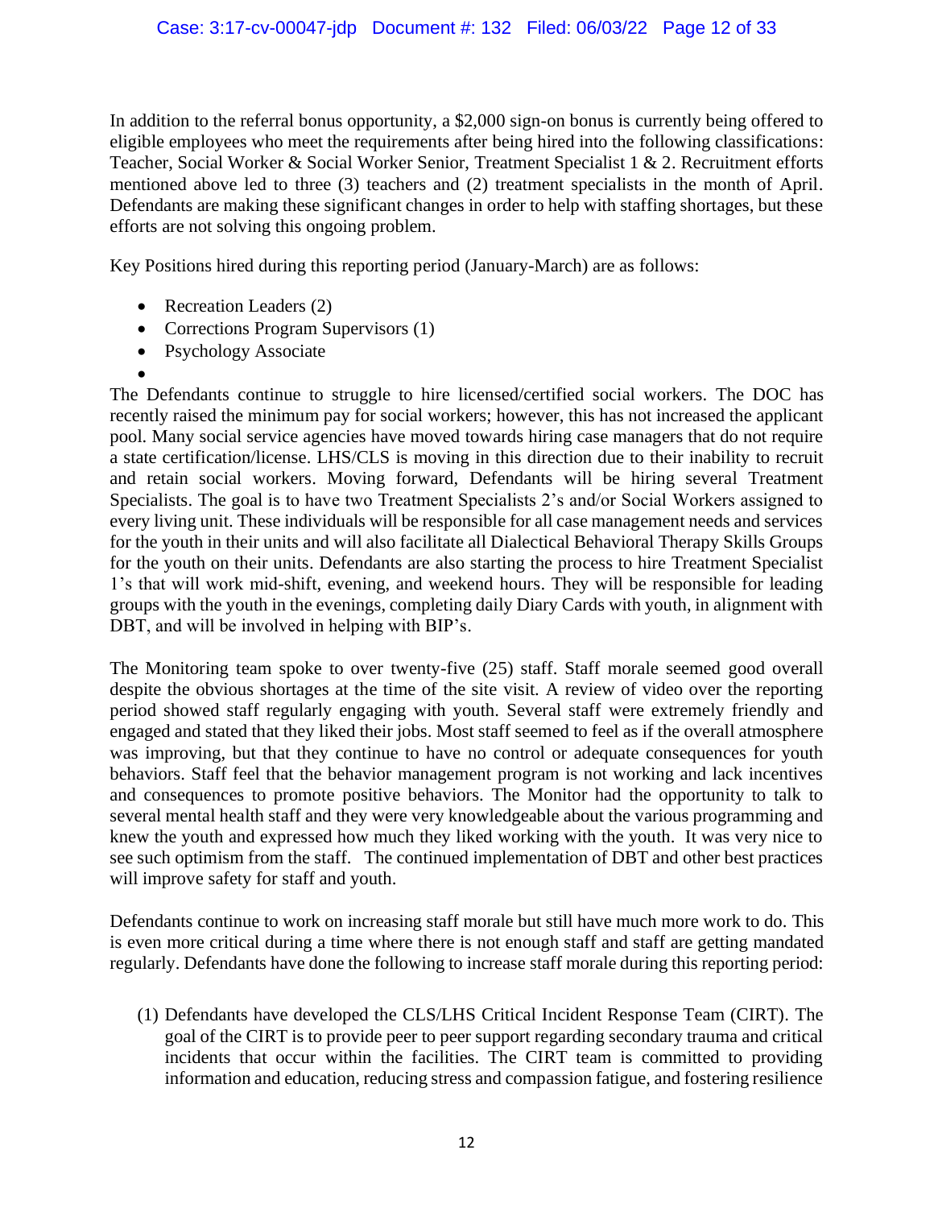In addition to the referral bonus opportunity, a $2,000 sign-on bonus is currently being offered to eligible employees who meet the requirements after being hired into the following classifications: Teacher, Social Worker & Social Worker Senior, Treatment Specialist 1 & 2. Recruitment efforts mentioned above led to three (3) teachers and (2) treatment specialists in the month of April. Defendants are making these significant changes in order to help with staffing shortages, but these efforts are not solving this ongoing problem.

Key Positions hired during this reporting period (January-March) are as follows:

- Recreation Leaders (2)
- Corrections Program Supervisors (1)
- Psychology Associate
- 

The Defendants continue to struggle to hire licensed/certified social workers. The DOC has recently raised the minimum pay for social workers; however, this has not increased the applicant pool. Many social service agencies have moved towards hiring case managers that do not require a state certification/license. LHS/CLS is moving in this direction due to their inability to recruit and retain social workers. Moving forward, Defendants will be hiring several Treatment Specialists. The goal is to have two Treatment Specialists 2's and/or Social Workers assigned to every living unit. These individuals will be responsible for all case management needs and services for the youth in their units and will also facilitate all Dialectical Behavioral Therapy Skills Groups for the youth on their units. Defendants are also starting the process to hire Treatment Specialist 1's that will work mid-shift, evening, and weekend hours. They will be responsible for leading groups with the youth in the evenings, completing daily Diary Cards with youth, in alignment with DBT, and will be involved in helping with BIP's.

The Monitoring team spoke to over twenty-five (25) staff. Staff morale seemed good overall despite the obvious shortages at the time of the site visit. A review of video over the reporting period showed staff regularly engaging with youth. Several staff were extremely friendly and engaged and stated that they liked their jobs. Most staff seemed to feel as if the overall atmosphere was improving, but that they continue to have no control or adequate consequences for youth behaviors. Staff feel that the behavior management program is not working and lack incentives and consequences to promote positive behaviors. The Monitor had the opportunity to talk to several mental health staff and they were very knowledgeable about the various programming and knew the youth and expressed how much they liked working with the youth. It was very nice to see such optimism from the staff. The continued implementation of DBT and other best practices will improve safety for staff and youth.

Defendants continue to work on increasing staff morale but still have much more work to do. This is even more critical during a time where there is not enough staff and staff are getting mandated regularly. Defendants have done the following to increase staff morale during this reporting period:

(1) Defendants have developed the CLS/LHS Critical Incident Response Team (CIRT). The goal of the CIRT is to provide peer to peer support regarding secondary trauma and critical incidents that occur within the facilities. The CIRT team is committed to providing information and education, reducing stress and compassion fatigue, and fostering resilience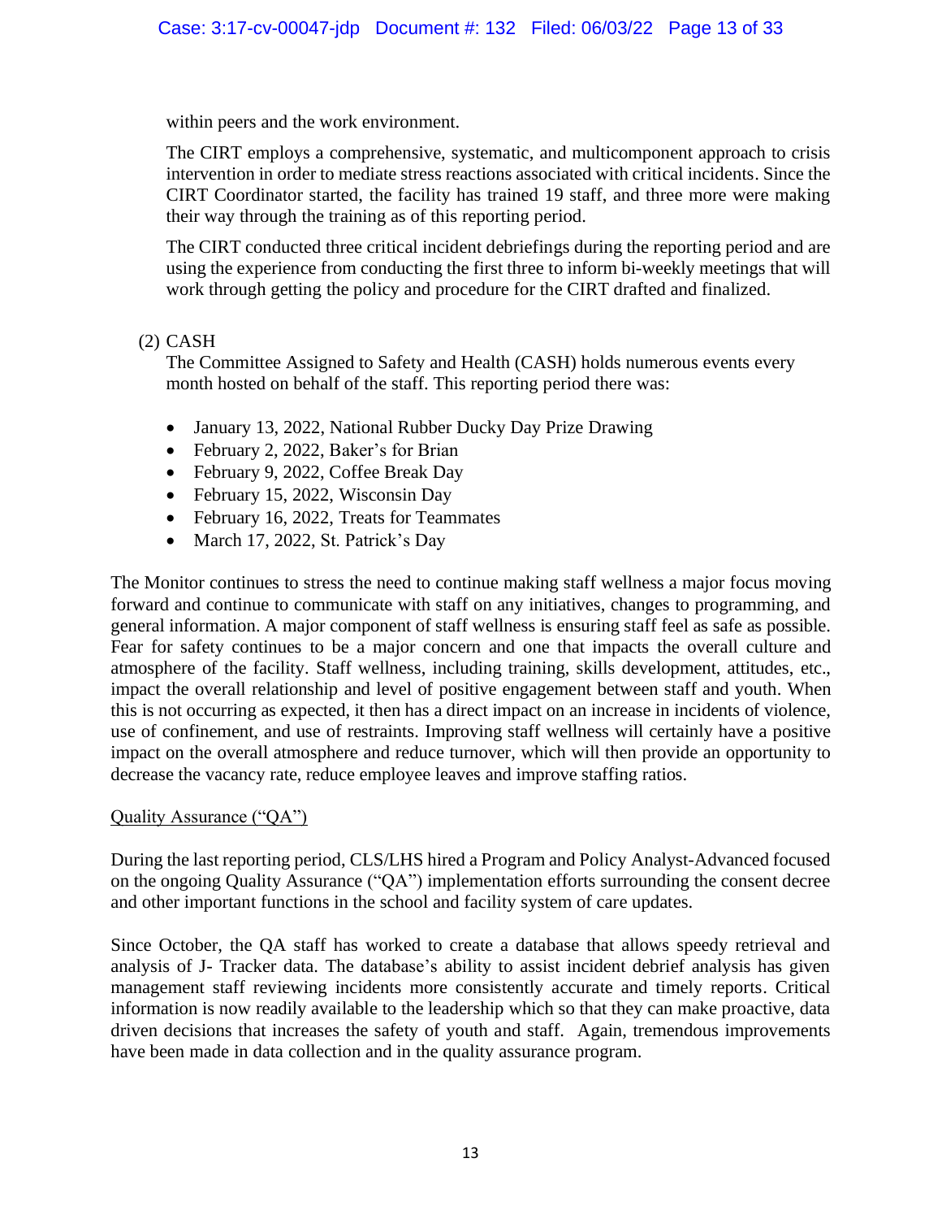within peers and the work environment.

The CIRT employs a comprehensive, systematic, and multicomponent approach to crisis intervention in order to mediate stress reactions associated with critical incidents. Since the CIRT Coordinator started, the facility has trained 19 staff, and three more were making their way through the training as of this reporting period.

The CIRT conducted three critical incident debriefings during the reporting period and are using the experience from conducting the first three to inform bi-weekly meetings that will work through getting the policy and procedure for the CIRT drafted and finalized.

(2) CASH

The Committee Assigned to Safety and Health (CASH) holds numerous events every month hosted on behalf of the staff. This reporting period there was:

- January 13, 2022, National Rubber Ducky Day Prize Drawing
- February 2, 2022, Baker's for Brian
- February 9, 2022, Coffee Break Day
- February 15, 2022, Wisconsin Day
- February 16, 2022, Treats for Teammates
- March 17, 2022, St. Patrick's Day

The Monitor continues to stress the need to continue making staff wellness a major focus moving forward and continue to communicate with staff on any initiatives, changes to programming, and general information. A major component of staff wellness is ensuring staff feel as safe as possible. Fear for safety continues to be a major concern and one that impacts the overall culture and atmosphere of the facility. Staff wellness, including training, skills development, attitudes, etc., impact the overall relationship and level of positive engagement between staff and youth. When this is not occurring as expected, it then has a direct impact on an increase in incidents of violence, use of confinement, and use of restraints. Improving staff wellness will certainly have a positive impact on the overall atmosphere and reduce turnover, which will then provide an opportunity to decrease the vacancy rate, reduce employee leaves and improve staffing ratios.

Quality Assurance ("QA")

During the last reporting period, CLS/LHS hired a Program and Policy Analyst-Advanced focused on the ongoing Quality Assurance ("QA") implementation efforts surrounding the consent decree and other important functions in the school and facility system of care updates.

Since October, the QA staff has worked to create a database that allows speedy retrieval and analysis of J- Tracker data. The database's ability to assist incident debrief analysis has given management staff reviewing incidents more consistently accurate and timely reports. Critical information is now readily available to the leadership which so that they can make proactive, data driven decisions that increases the safety of youth and staff. Again, tremendous improvements have been made in data collection and in the quality assurance program.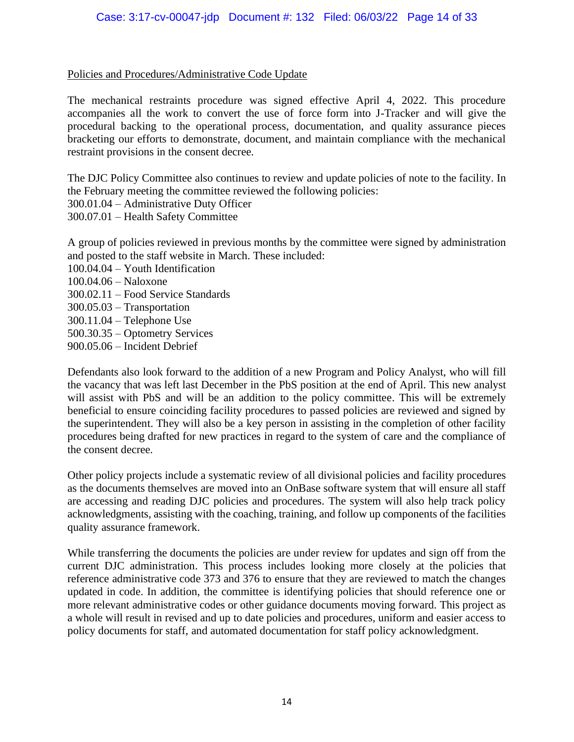## Policies and Procedures/Administrative Code Update

The mechanical restraints procedure was signed effective April 4, 2022. This procedure accompanies all the work to convert the use of force form into J-Tracker and will give the procedural backing to the operational process, documentation, and quality assurance pieces bracketing our efforts to demonstrate, document, and maintain compliance with the mechanical restraint provisions in the consent decree.

The DJC Policy Committee also continues to review and update policies of note to the facility. In the February meeting the committee reviewed the following policies:
300.01.04 – Administrative Duty Officer
300.07.01 – Health Safety Committee

A group of policies reviewed in previous months by the committee were signed by administration and posted to the staff website in March. These included:
100.04.04 – Youth Identification
100.04.06 – Naloxone
300.02.11 – Food Service Standards
300.05.03 – Transportation
300.11.04 – Telephone Use
500.30.35 – Optometry Services
900.05.06 – Incident Debrief

Defendants also look forward to the addition of a new Program and Policy Analyst, who will fill the vacancy that was left last December in the PbS position at the end of April. This new analyst will assist with PbS and will be an addition to the policy committee. This will be extremely beneficial to ensure coinciding facility procedures to passed policies are reviewed and signed by the superintendent. They will also be a key person in assisting in the completion of other facility procedures being drafted for new practices in regard to the system of care and the compliance of the consent decree.

Other policy projects include a systematic review of all divisional policies and facility procedures as the documents themselves are moved into an OnBase software system that will ensure all staff are accessing and reading DJC policies and procedures. The system will also help track policy acknowledgments, assisting with the coaching, training, and follow up components of the facilities quality assurance framework.

While transferring the documents the policies are under review for updates and sign off from the current DJC administration. This process includes looking more closely at the policies that reference administrative code 373 and 376 to ensure that they are reviewed to match the changes updated in code. In addition, the committee is identifying policies that should reference one or more relevant administrative codes or other guidance documents moving forward. This project as a whole will result in revised and up to date policies and procedures, uniform and easier access to policy documents for staff, and automated documentation for staff policy acknowledgment.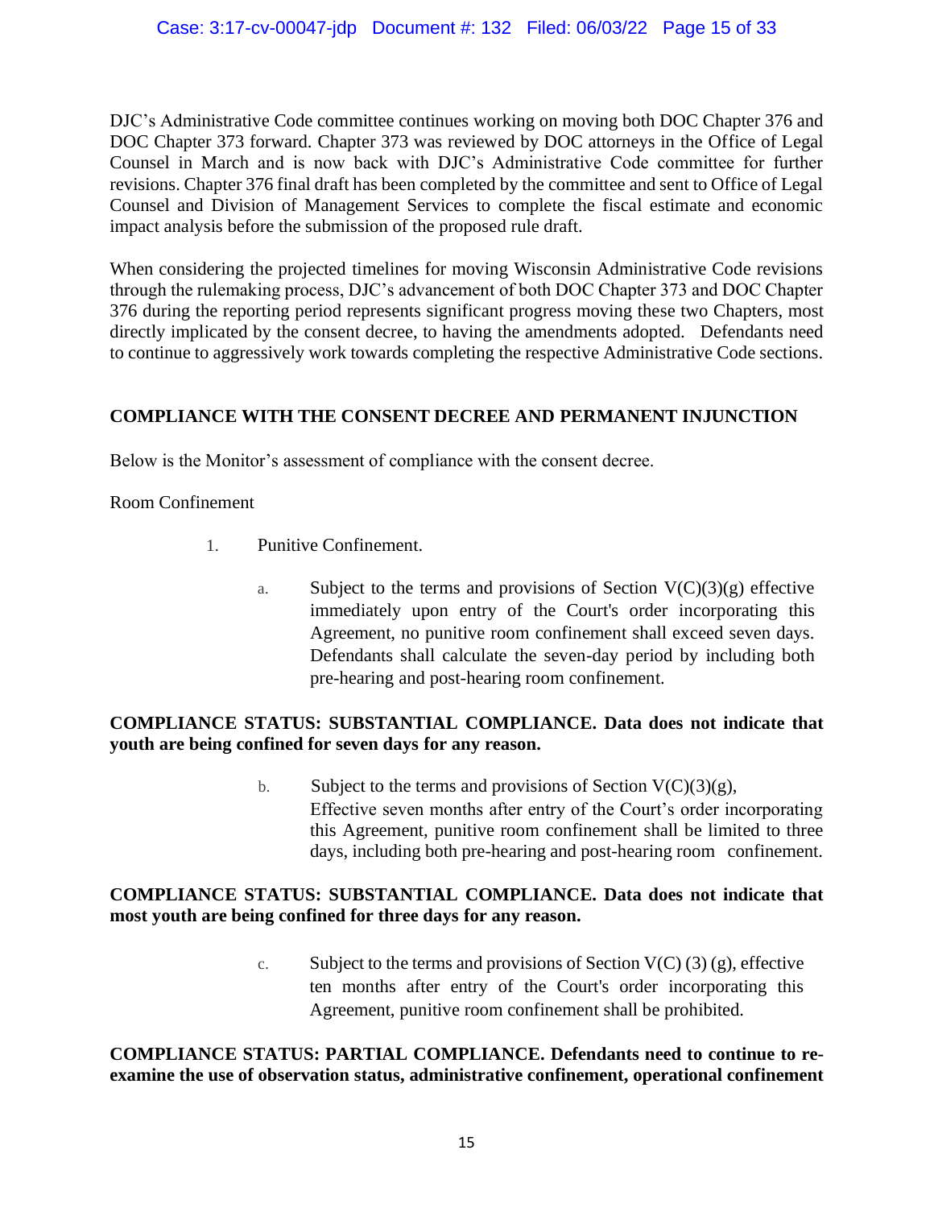DJC's Administrative Code committee continues working on moving both DOC Chapter 376 and DOC Chapter 373 forward. Chapter 373 was reviewed by DOC attorneys in the Office of Legal Counsel in March and is now back with DJC's Administrative Code committee for further revisions. Chapter 376 final draft has been completed by the committee and sent to Office of Legal Counsel and Division of Management Services to complete the fiscal estimate and economic impact analysis before the submission of the proposed rule draft.

When considering the projected timelines for moving Wisconsin Administrative Code revisions through the rulemaking process, DJC's advancement of both DOC Chapter 373 and DOC Chapter 376 during the reporting period represents significant progress moving these two Chapters, most directly implicated by the consent decree, to having the amendments adopted. Defendants need to continue to aggressively work towards completing the respective Administrative Code sections.

## COMPLIANCE WITH THE CONSENT DECREE AND PERMANENT INJUNCTION

Below is the Monitor's assessment of compliance with the consent decree.

Room Confinement

1. Punitive Confinement.

   a. Subject to the terms and provisions of Section V(C)(3)(g) effective immediately upon entry of the Court's order incorporating this Agreement, no punitive room confinement shall exceed seven days. Defendants shall calculate the seven-day period by including both pre-hearing and post-hearing room confinement.

**COMPLIANCE STATUS: SUBSTANTIAL COMPLIANCE. Data does not indicate that youth are being confined for seven days for any reason.**

   b. Subject to the terms and provisions of Section V(C)(3)(g), Effective seven months after entry of the Court's order incorporating this Agreement, punitive room confinement shall be limited to three days, including both pre-hearing and post-hearing room confinement.

**COMPLIANCE STATUS: SUBSTANTIAL COMPLIANCE. Data does not indicate that most youth are being confined for three days for any reason.**

   c. Subject to the terms and provisions of Section V(C) (3) (g), effective ten months after entry of the Court's order incorporating this Agreement, punitive room confinement shall be prohibited.

**COMPLIANCE STATUS: PARTIAL COMPLIANCE. Defendants need to continue to re-examine the use of observation status, administrative confinement, operational confinement**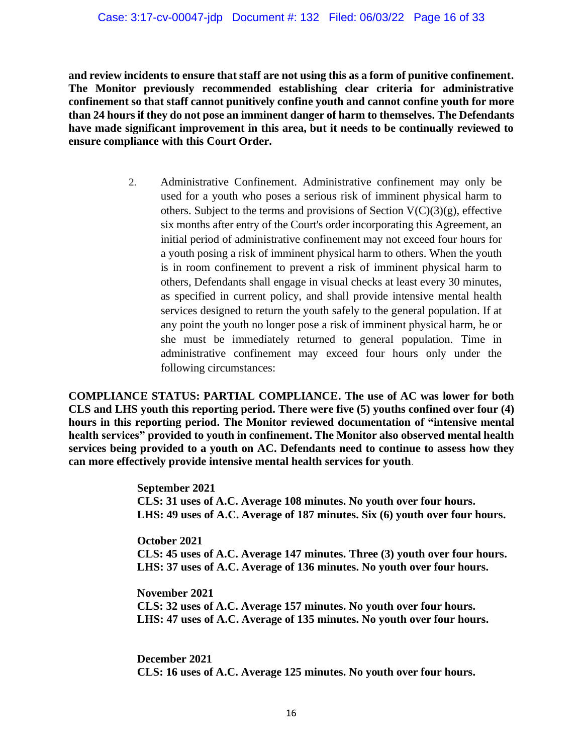**and review incidents to ensure that staff are not using this as a form of punitive confinement. The Monitor previously recommended establishing clear criteria for administrative confinement so that staff cannot punitively confine youth and cannot confine youth for more than 24 hours if they do not pose an imminent danger of harm to themselves. The Defendants have made significant improvement in this area, but it needs to be continually reviewed to ensure compliance with this Court Order.**

> 2. Administrative Confinement. Administrative confinement may only be used for a youth who poses a serious risk of imminent physical harm to others. Subject to the terms and provisions of Section V(C)(3)(g), effective six months after entry of the Court's order incorporating this Agreement, an initial period of administrative confinement may not exceed four hours for a youth posing a risk of imminent physical harm to others. When the youth is in room confinement to prevent a risk of imminent physical harm to others, Defendants shall engage in visual checks at least every 30 minutes, as specified in current policy, and shall provide intensive mental health services designed to return the youth safely to the general population. If at any point the youth no longer pose a risk of imminent physical harm, he or she must be immediately returned to general population. Time in administrative confinement may exceed four hours only under the following circumstances:

**COMPLIANCE STATUS: PARTIAL COMPLIANCE. The use of AC was lower for both CLS and LHS youth this reporting period. There were five (5) youths confined over four (4) hours in this reporting period. The Monitor reviewed documentation of "intensive mental health services" provided to youth in confinement. The Monitor also observed mental health services being provided to a youth on AC. Defendants need to continue to assess how they can more effectively provide intensive mental health services for youth**.

**September 2021**
**CLS: 31 uses of A.C. Average 108 minutes. No youth over four hours.**
**LHS: 49 uses of A.C. Average of 187 minutes. Six (6) youth over four hours.**

**October 2021**
**CLS: 45 uses of A.C. Average 147 minutes. Three (3) youth over four hours.**
**LHS: 37 uses of A.C. Average of 136 minutes. No youth over four hours.**

**November 2021**
**CLS: 32 uses of A.C. Average 157 minutes. No youth over four hours.**
**LHS: 47 uses of A.C. Average of 135 minutes. No youth over four hours.**

**December 2021**
**CLS: 16 uses of A.C. Average 125 minutes. No youth over four hours.**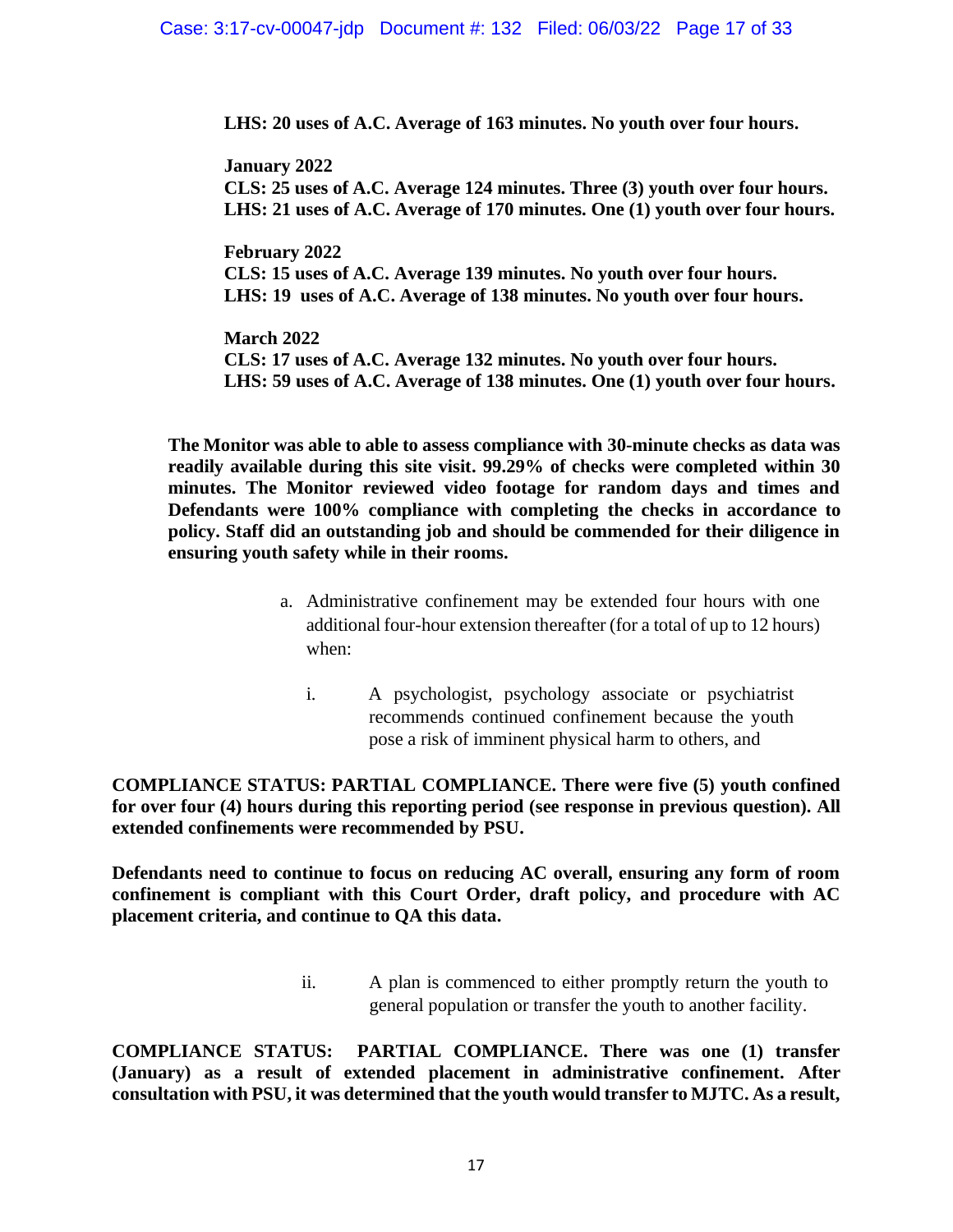**LHS: 20 uses of A.C. Average of 163 minutes. No youth over four hours.**

**January 2022**
**CLS: 25 uses of A.C. Average 124 minutes. Three (3) youth over four hours.**
**LHS: 21 uses of A.C. Average of 170 minutes. One (1) youth over four hours.**

**February 2022**
**CLS: 15 uses of A.C. Average 139 minutes. No youth over four hours.**
**LHS: 19 uses of A.C. Average of 138 minutes. No youth over four hours.**

**March 2022**
**CLS: 17 uses of A.C. Average 132 minutes. No youth over four hours.**
**LHS: 59 uses of A.C. Average of 138 minutes. One (1) youth over four hours.**

**The Monitor was able to able to assess compliance with 30-minute checks as data was readily available during this site visit. 99.29% of checks were completed within 30 minutes. The Monitor reviewed video footage for random days and times and Defendants were 100% compliance with completing the checks in accordance to policy. Staff did an outstanding job and should be commended for their diligence in ensuring youth safety while in their rooms.**

a. Administrative confinement may be extended four hours with one additional four-hour extension thereafter (for a total of up to 12 hours) when:

   i. A psychologist, psychology associate or psychiatrist recommends continued confinement because the youth pose a risk of imminent physical harm to others, and

**COMPLIANCE STATUS: PARTIAL COMPLIANCE. There were five (5) youth confined for over four (4) hours during this reporting period (see response in previous question). All extended confinements were recommended by PSU.**

**Defendants need to continue to focus on reducing AC overall, ensuring any form of room confinement is compliant with this Court Order, draft policy, and procedure with AC placement criteria, and continue to QA this data.**

   ii. A plan is commenced to either promptly return the youth to general population or transfer the youth to another facility.

**COMPLIANCE STATUS: PARTIAL COMPLIANCE. There was one (1) transfer (January) as a result of extended placement in administrative confinement. After consultation with PSU, it was determined that the youth would transfer to MJTC. As a result,**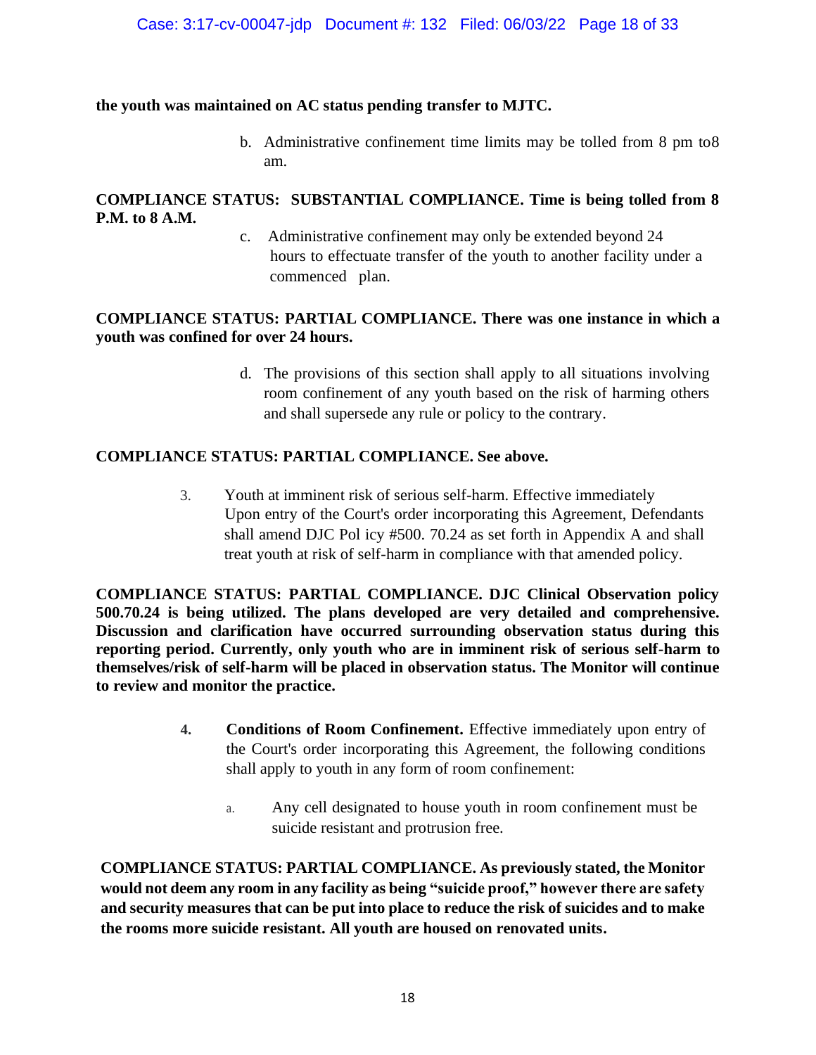**the youth was maintained on AC status pending transfer to MJTC.**

b. Administrative confinement time limits may be tolled from 8 pm to8 am.

**COMPLIANCE STATUS: SUBSTANTIAL COMPLIANCE. Time is being tolled from 8 P.M. to 8 A.M.**

c. Administrative confinement may only be extended beyond 24 hours to effectuate transfer of the youth to another facility under a commenced plan.

**COMPLIANCE STATUS: PARTIAL COMPLIANCE. There was one instance in which a youth was confined for over 24 hours.**

d. The provisions of this section shall apply to all situations involving room confinement of any youth based on the risk of harming others and shall supersede any rule or policy to the contrary.

**COMPLIANCE STATUS: PARTIAL COMPLIANCE. See above.**

3. Youth at imminent risk of serious self-harm. Effective immediately Upon entry of the Court's order incorporating this Agreement, Defendants shall amend DJC Pol icy #500. 70.24 as set forth in Appendix A and shall treat youth at risk of self-harm in compliance with that amended policy.

**COMPLIANCE STATUS: PARTIAL COMPLIANCE. DJC Clinical Observation policy 500.70.24 is being utilized. The plans developed are very detailed and comprehensive. Discussion and clarification have occurred surrounding observation status during this reporting period. Currently, only youth who are in imminent risk of serious self-harm to themselves/risk of self-harm will be placed in observation status. The Monitor will continue to review and monitor the practice.**

4. **Conditions of Room Confinement.** Effective immediately upon entry of the Court's order incorporating this Agreement, the following conditions shall apply to youth in any form of room confinement:

   a. Any cell designated to house youth in room confinement must be suicide resistant and protrusion free.

**COMPLIANCE STATUS: PARTIAL COMPLIANCE. As previously stated, the Monitor would not deem any room in any facility as being "suicide proof," however there are safety and security measures that can be put into place to reduce the risk of suicides and to make the rooms more suicide resistant. All youth are housed on renovated units.**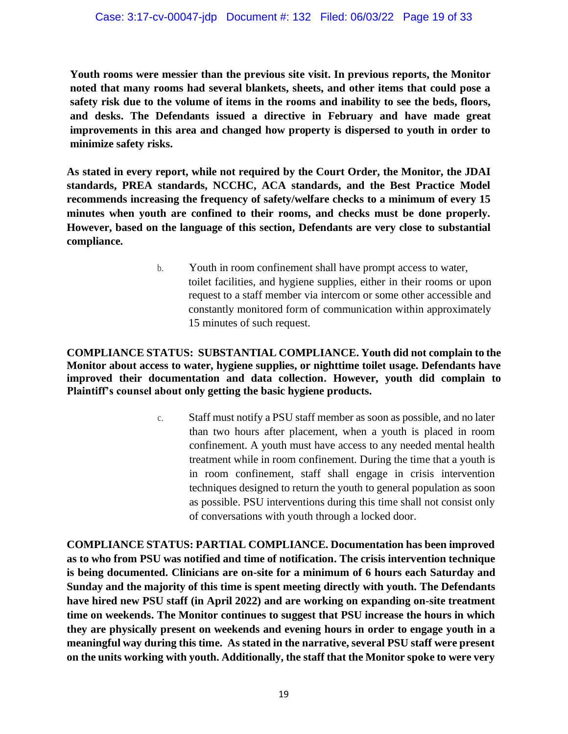**Youth rooms were messier than the previous site visit. In previous reports, the Monitor noted that many rooms had several blankets, sheets, and other items that could pose a safety risk due to the volume of items in the rooms and inability to see the beds, floors, and desks. The Defendants issued a directive in February and have made great improvements in this area and changed how property is dispersed to youth in order to minimize safety risks.**

**As stated in every report, while not required by the Court Order, the Monitor, the JDAI standards, PREA standards, NCCHC, ACA standards, and the Best Practice Model recommends increasing the frequency of safety/welfare checks to a minimum of every 15 minutes when youth are confined to their rooms, and checks must be done properly. However, based on the language of this section, Defendants are very close to substantial compliance.**

b. Youth in room confinement shall have prompt access to water, toilet facilities, and hygiene supplies, either in their rooms or upon request to a staff member via intercom or some other accessible and constantly monitored form of communication within approximately 15 minutes of such request.

**COMPLIANCE STATUS: SUBSTANTIAL COMPLIANCE. Youth did not complain to the Monitor about access to water, hygiene supplies, or nighttime toilet usage. Defendants have improved their documentation and data collection. However, youth did complain to Plaintiff's counsel about only getting the basic hygiene products.**

c. Staff must notify a PSU staff member as soon as possible, and no later than two hours after placement, when a youth is placed in room confinement. A youth must have access to any needed mental health treatment while in room confinement. During the time that a youth is in room confinement, staff shall engage in crisis intervention techniques designed to return the youth to general population as soon as possible. PSU interventions during this time shall not consist only of conversations with youth through a locked door.

**COMPLIANCE STATUS: PARTIAL COMPLIANCE. Documentation has been improved as to who from PSU was notified and time of notification. The crisis intervention technique is being documented. Clinicians are on-site for a minimum of 6 hours each Saturday and Sunday and the majority of this time is spent meeting directly with youth. The Defendants have hired new PSU staff (in April 2022) and are working on expanding on-site treatment time on weekends. The Monitor continues to suggest that PSU increase the hours in which they are physically present on weekends and evening hours in order to engage youth in a meaningful way during this time. As stated in the narrative, several PSU staff were present on the units working with youth. Additionally, the staff that the Monitor spoke to were very**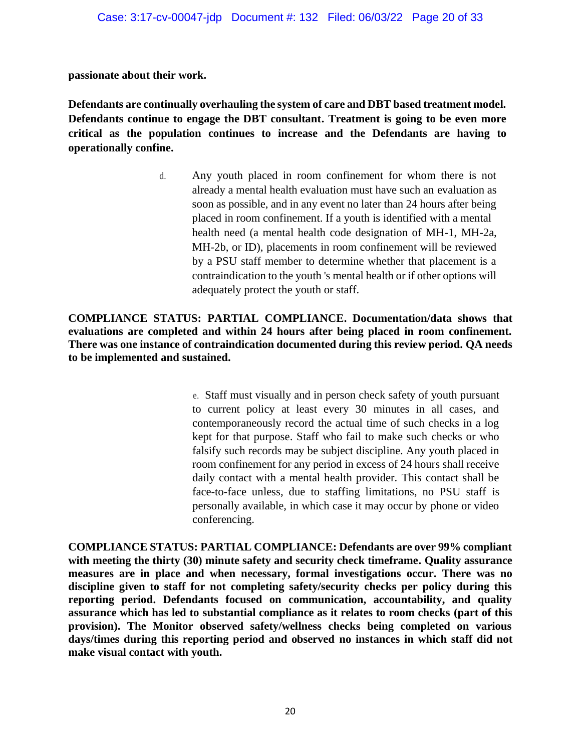**passionate about their work.**

**Defendants are continually overhauling the system of care and DBT based treatment model. Defendants continue to engage the DBT consultant. Treatment is going to be even more critical as the population continues to increase and the Defendants are having to operationally confine.**

d. Any youth placed in room confinement for whom there is not already a mental health evaluation must have such an evaluation as soon as possible, and in any event no later than 24 hours after being placed in room confinement. If a youth is identified with a mental health need (a mental health code designation of MH-1, MH-2a, MH-2b, or ID), placements in room confinement will be reviewed by a PSU staff member to determine whether that placement is a contraindication to the youth 's mental health or if other options will adequately protect the youth or staff.

**COMPLIANCE STATUS: PARTIAL COMPLIANCE. Documentation/data shows that evaluations are completed and within 24 hours after being placed in room confinement. There was one instance of contraindication documented during this review period. QA needs to be implemented and sustained.**

e. Staff must visually and in person check safety of youth pursuant to current policy at least every 30 minutes in all cases, and contemporaneously record the actual time of such checks in a log kept for that purpose. Staff who fail to make such checks or who falsify such records may be subject discipline. Any youth placed in room confinement for any period in excess of 24 hours shall receive daily contact with a mental health provider. This contact shall be face-to-face unless, due to staffing limitations, no PSU staff is personally available, in which case it may occur by phone or video conferencing.

**COMPLIANCE STATUS: PARTIAL COMPLIANCE: Defendants are over 99% compliant with meeting the thirty (30) minute safety and security check timeframe. Quality assurance measures are in place and when necessary, formal investigations occur. There was no discipline given to staff for not completing safety/security checks per policy during this reporting period. Defendants focused on communication, accountability, and quality assurance which has led to substantial compliance as it relates to room checks (part of this provision). The Monitor observed safety/wellness checks being completed on various days/times during this reporting period and observed no instances in which staff did not make visual contact with youth.**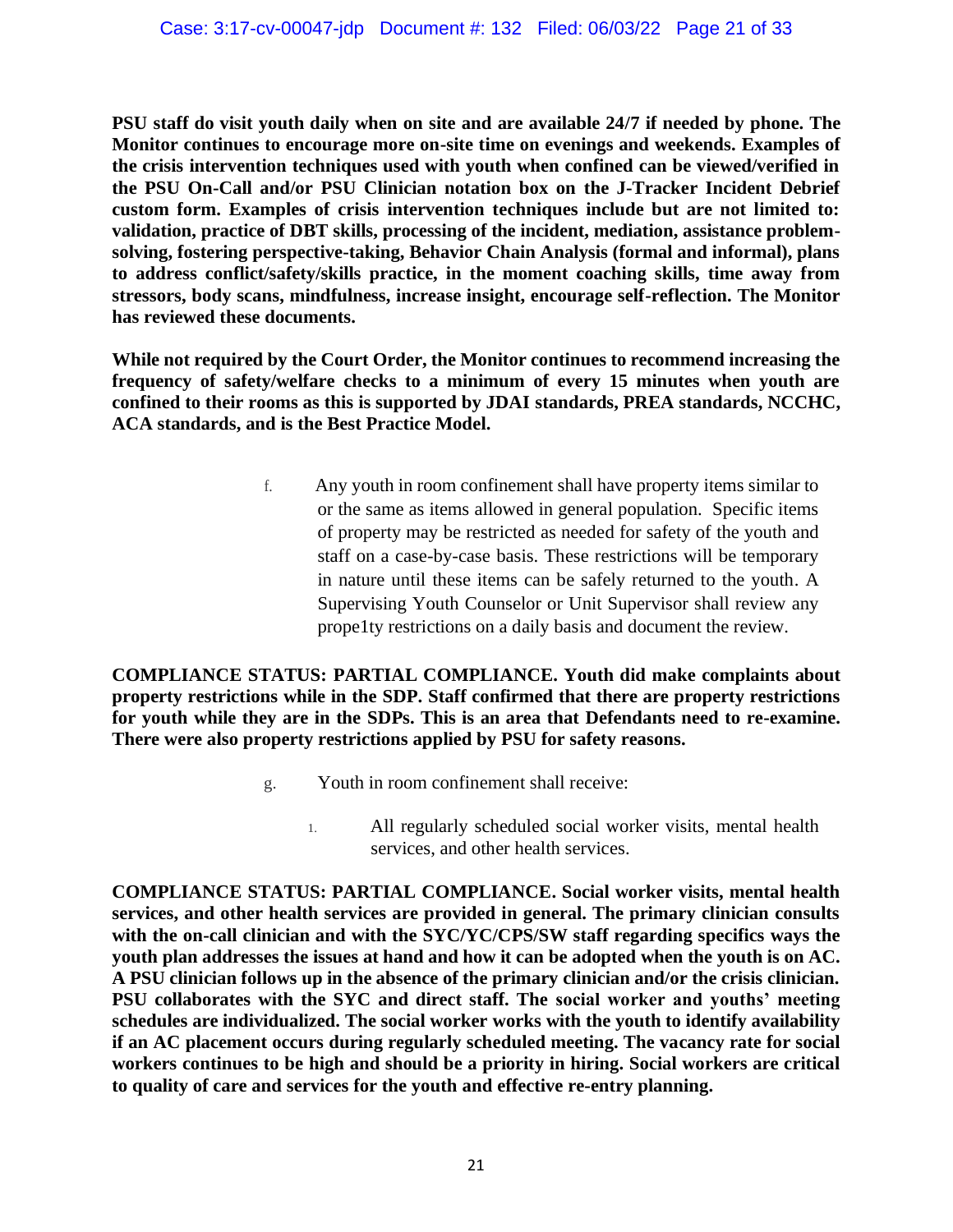**PSU staff do visit youth daily when on site and are available 24/7 if needed by phone. The Monitor continues to encourage more on-site time on evenings and weekends. Examples of the crisis intervention techniques used with youth when confined can be viewed/verified in the PSU On-Call and/or PSU Clinician notation box on the J-Tracker Incident Debrief custom form. Examples of crisis intervention techniques include but are not limited to: validation, practice of DBT skills, processing of the incident, mediation, assistance problem-solving, fostering perspective-taking, Behavior Chain Analysis (formal and informal), plans to address conflict/safety/skills practice, in the moment coaching skills, time away from stressors, body scans, mindfulness, increase insight, encourage self-reflection. The Monitor has reviewed these documents.**

**While not required by the Court Order, the Monitor continues to recommend increasing the frequency of safety/welfare checks to a minimum of every 15 minutes when youth are confined to their rooms as this is supported by JDAI standards, PREA standards, NCCHC, ACA standards, and is the Best Practice Model.**

f. Any youth in room confinement shall have property items similar to or the same as items allowed in general population. Specific items of property may be restricted as needed for safety of the youth and staff on a case-by-case basis. These restrictions will be temporary in nature until these items can be safely returned to the youth. A Supervising Youth Counselor or Unit Supervisor shall review any prope1ty restrictions on a daily basis and document the review.

**COMPLIANCE STATUS: PARTIAL COMPLIANCE. Youth did make complaints about property restrictions while in the SDP. Staff confirmed that there are property restrictions for youth while they are in the SDPs. This is an area that Defendants need to re-examine. There were also property restrictions applied by PSU for safety reasons.**

g. Youth in room confinement shall receive:

1. All regularly scheduled social worker visits, mental health services, and other health services.

**COMPLIANCE STATUS: PARTIAL COMPLIANCE. Social worker visits, mental health services, and other health services are provided in general. The primary clinician consults with the on-call clinician and with the SYC/YC/CPS/SW staff regarding specifics ways the youth plan addresses the issues at hand and how it can be adopted when the youth is on AC. A PSU clinician follows up in the absence of the primary clinician and/or the crisis clinician. PSU collaborates with the SYC and direct staff. The social worker and youths' meeting schedules are individualized. The social worker works with the youth to identify availability if an AC placement occurs during regularly scheduled meeting. The vacancy rate for social workers continues to be high and should be a priority in hiring. Social workers are critical to quality of care and services for the youth and effective re-entry planning.**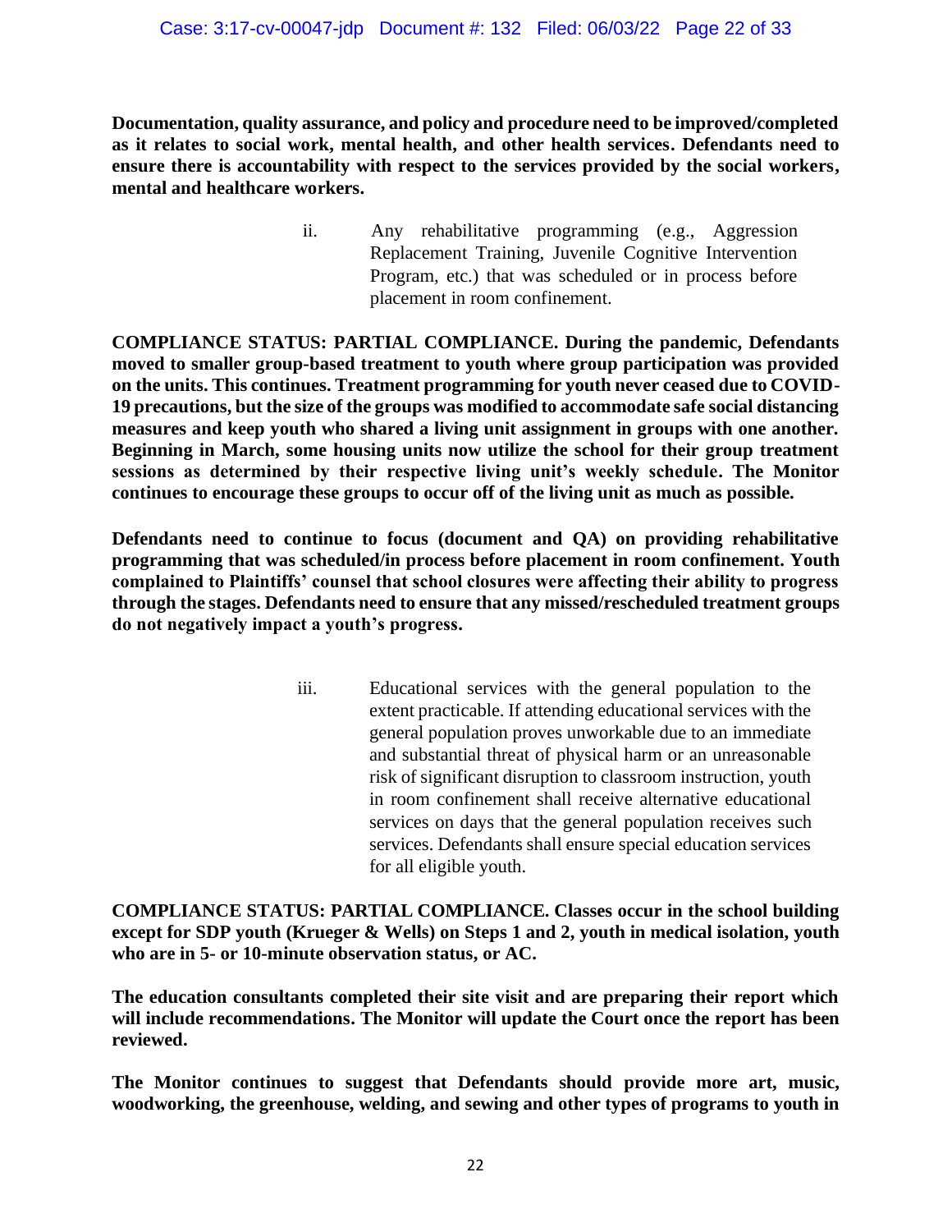**Documentation, quality assurance, and policy and procedure need to be improved/completed as it relates to social work, mental health, and other health services. Defendants need to ensure there is accountability with respect to the services provided by the social workers, mental and healthcare workers.**

ii. Any rehabilitative programming (e.g., Aggression Replacement Training, Juvenile Cognitive Intervention Program, etc.) that was scheduled or in process before placement in room confinement.

**COMPLIANCE STATUS: PARTIAL COMPLIANCE. During the pandemic, Defendants moved to smaller group-based treatment to youth where group participation was provided on the units. This continues. Treatment programming for youth never ceased due to COVID-19 precautions, but the size of the groups was modified to accommodate safe social distancing measures and keep youth who shared a living unit assignment in groups with one another. Beginning in March, some housing units now utilize the school for their group treatment sessions as determined by their respective living unit's weekly schedule. The Monitor continues to encourage these groups to occur off of the living unit as much as possible.**

**Defendants need to continue to focus (document and QA) on providing rehabilitative programming that was scheduled/in process before placement in room confinement. Youth complained to Plaintiffs' counsel that school closures were affecting their ability to progress through the stages. Defendants need to ensure that any missed/rescheduled treatment groups do not negatively impact a youth's progress.**

iii. Educational services with the general population to the extent practicable. If attending educational services with the general population proves unworkable due to an immediate and substantial threat of physical harm or an unreasonable risk of significant disruption to classroom instruction, youth in room confinement shall receive alternative educational services on days that the general population receives such services. Defendants shall ensure special education services for all eligible youth.

**COMPLIANCE STATUS: PARTIAL COMPLIANCE. Classes occur in the school building except for SDP youth (Krueger & Wells) on Steps 1 and 2, youth in medical isolation, youth who are in 5- or 10-minute observation status, or AC.**

**The education consultants completed their site visit and are preparing their report which will include recommendations. The Monitor will update the Court once the report has been reviewed.**

**The Monitor continues to suggest that Defendants should provide more art, music, woodworking, the greenhouse, welding, and sewing and other types of programs to youth in**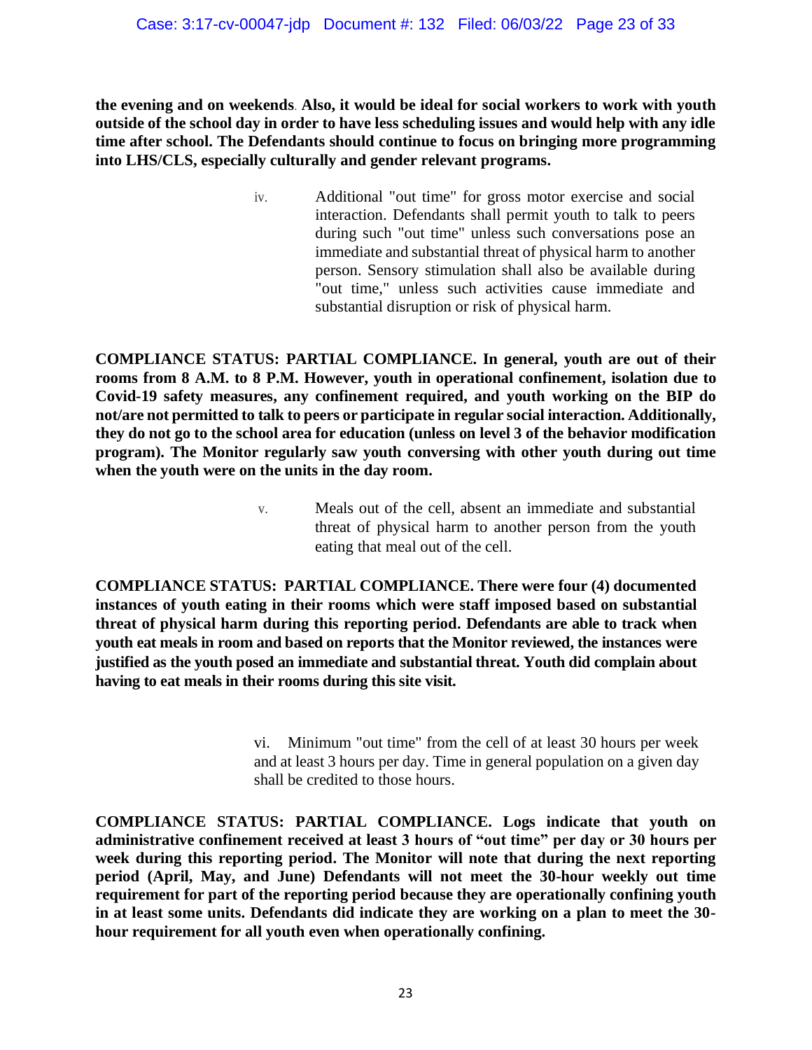**the evening and on weekends. Also, it would be ideal for social workers to work with youth outside of the school day in order to have less scheduling issues and would help with any idle time after school. The Defendants should continue to focus on bringing more programming into LHS/CLS, especially culturally and gender relevant programs.**

iv. Additional "out time" for gross motor exercise and social interaction. Defendants shall permit youth to talk to peers during such "out time" unless such conversations pose an immediate and substantial threat of physical harm to another person. Sensory stimulation shall also be available during "out time," unless such activities cause immediate and substantial disruption or risk of physical harm.

**COMPLIANCE STATUS: PARTIAL COMPLIANCE. In general, youth are out of their rooms from 8 A.M. to 8 P.M. However, youth in operational confinement, isolation due to Covid-19 safety measures, any confinement required, and youth working on the BIP do not/are not permitted to talk to peers or participate in regular social interaction. Additionally, they do not go to the school area for education (unless on level 3 of the behavior modification program). The Monitor regularly saw youth conversing with other youth during out time when the youth were on the units in the day room.**

v. Meals out of the cell, absent an immediate and substantial threat of physical harm to another person from the youth eating that meal out of the cell.

**COMPLIANCE STATUS: PARTIAL COMPLIANCE. There were four (4) documented instances of youth eating in their rooms which were staff imposed based on substantial threat of physical harm during this reporting period. Defendants are able to track when youth eat meals in room and based on reports that the Monitor reviewed, the instances were justified as the youth posed an immediate and substantial threat. Youth did complain about having to eat meals in their rooms during this site visit.**

vi. Minimum "out time" from the cell of at least 30 hours per week and at least 3 hours per day. Time in general population on a given day shall be credited to those hours.

**COMPLIANCE STATUS: PARTIAL COMPLIANCE. Logs indicate that youth on administrative confinement received at least 3 hours of "out time" per day or 30 hours per week during this reporting period. The Monitor will note that during the next reporting period (April, May, and June) Defendants will not meet the 30-hour weekly out time requirement for part of the reporting period because they are operationally confining youth in at least some units. Defendants did indicate they are working on a plan to meet the 30-hour requirement for all youth even when operationally confining.**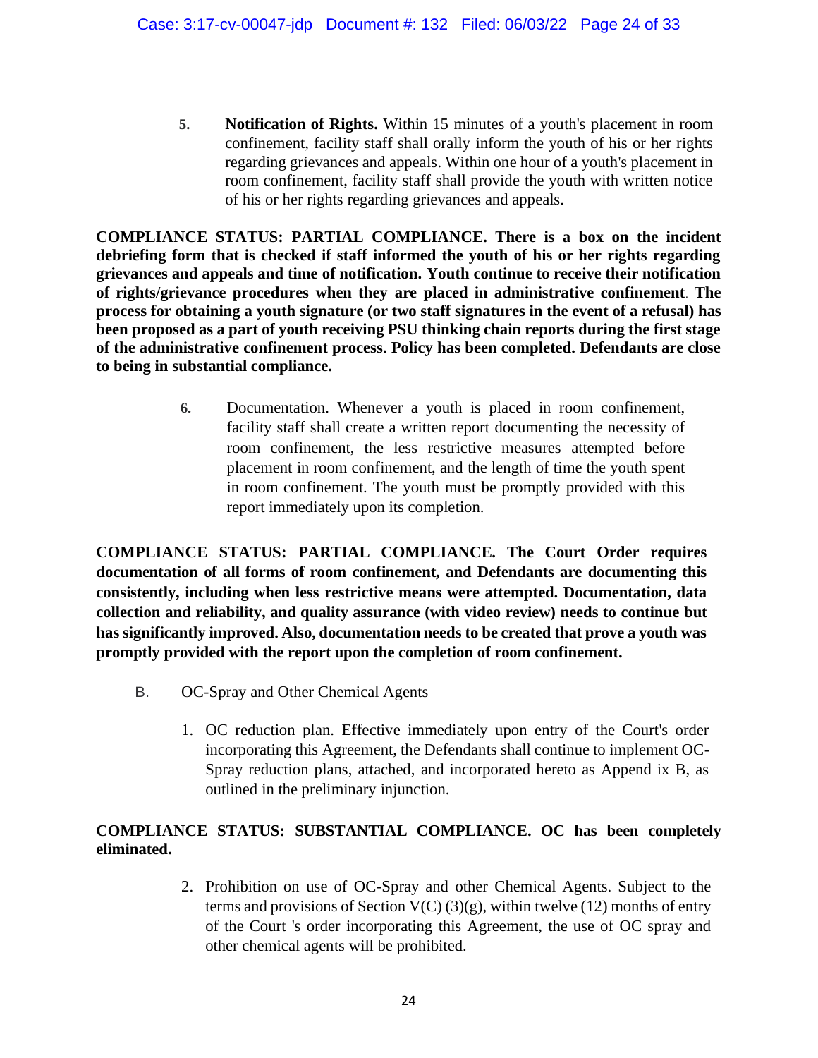5. **Notification of Rights.** Within 15 minutes of a youth's placement in room confinement, facility staff shall orally inform the youth of his or her rights regarding grievances and appeals. Within one hour of a youth's placement in room confinement, facility staff shall provide the youth with written notice of his or her rights regarding grievances and appeals.

**COMPLIANCE STATUS: PARTIAL COMPLIANCE. There is a box on the incident debriefing form that is checked if staff informed the youth of his or her rights regarding grievances and appeals and time of notification. Youth continue to receive their notification of rights/grievance procedures when they are placed in administrative confinement. The process for obtaining a youth signature (or two staff signatures in the event of a refusal) has been proposed as a part of youth receiving PSU thinking chain reports during the first stage of the administrative confinement process. Policy has been completed. Defendants are close to being in substantial compliance.**

6. Documentation. Whenever a youth is placed in room confinement, facility staff shall create a written report documenting the necessity of room confinement, the less restrictive measures attempted before placement in room confinement, and the length of time the youth spent in room confinement. The youth must be promptly provided with this report immediately upon its completion.

**COMPLIANCE STATUS: PARTIAL COMPLIANCE. The Court Order requires documentation of all forms of room confinement, and Defendants are documenting this consistently, including when less restrictive means were attempted. Documentation, data collection and reliability, and quality assurance (with video review) needs to continue but has significantly improved. Also, documentation needs to be created that prove a youth was promptly provided with the report upon the completion of room confinement.**

B. OC-Spray and Other Chemical Agents

1. OC reduction plan. Effective immediately upon entry of the Court's order incorporating this Agreement, the Defendants shall continue to implement OC-Spray reduction plans, attached, and incorporated hereto as Append ix B, as outlined in the preliminary injunction.

**COMPLIANCE STATUS: SUBSTANTIAL COMPLIANCE. OC has been completely eliminated.**

2. Prohibition on use of OC-Spray and other Chemical Agents. Subject to the terms and provisions of Section V(C) (3)(g), within twelve (12) months of entry of the Court 's order incorporating this Agreement, the use of OC spray and other chemical agents will be prohibited.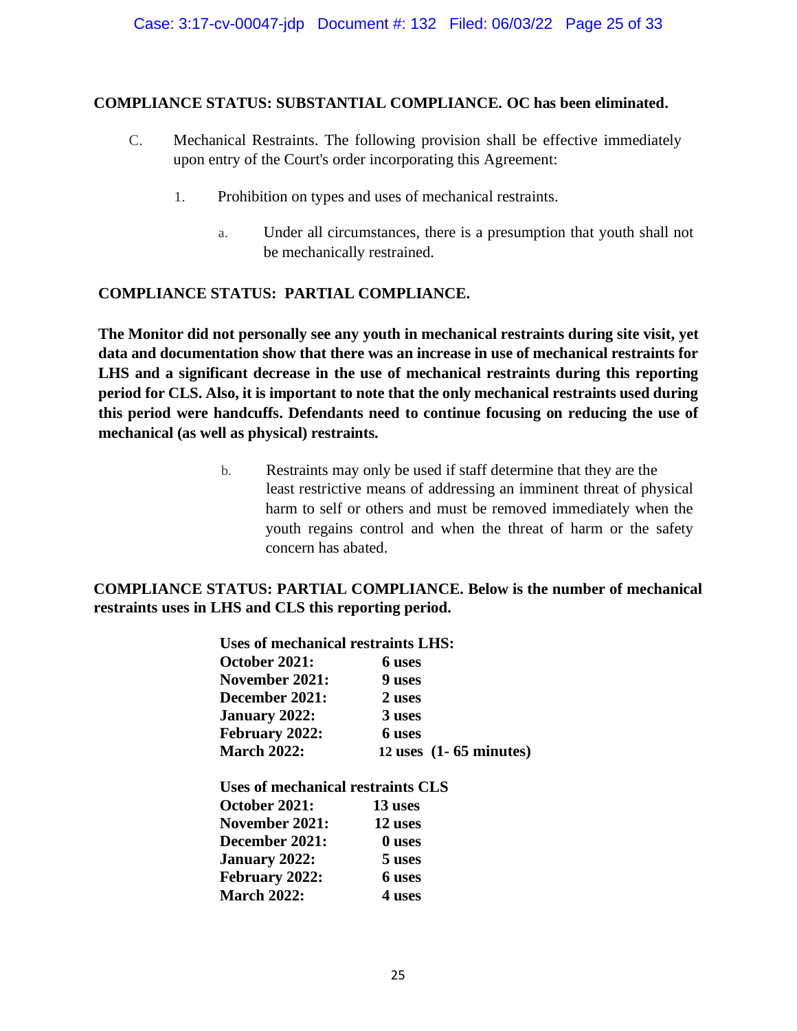**COMPLIANCE STATUS: SUBSTANTIAL COMPLIANCE. OC has been eliminated.**

C. Mechanical Restraints. The following provision shall be effective immediately upon entry of the Court's order incorporating this Agreement:

1. Prohibition on types and uses of mechanical restraints.

   a. Under all circumstances, there is a presumption that youth shall not be mechanically restrained.

**COMPLIANCE STATUS: PARTIAL COMPLIANCE.**

**The Monitor did not personally see any youth in mechanical restraints during site visit, yet data and documentation show that there was an increase in use of mechanical restraints for LHS and a significant decrease in the use of mechanical restraints during this reporting period for CLS. Also, it is important to note that the only mechanical restraints used during this period were handcuffs. Defendants need to continue focusing on reducing the use of mechanical (as well as physical) restraints.**

   b. Restraints may only be used if staff determine that they are the least restrictive means of addressing an imminent threat of physical harm to self or others and must be removed immediately when the youth regains control and when the threat of harm or the safety concern has abated.

**COMPLIANCE STATUS: PARTIAL COMPLIANCE. Below is the number of mechanical restraints uses in LHS and CLS this reporting period.**

**Uses of mechanical restraints LHS:**

| | |
|---|---|
| **October 2021:** | **6 uses** |
| **November 2021:** | **9 uses** |
| **December 2021:** | **2 uses** |
| **January 2022:** | **3 uses** |
| **February 2022:** | **6 uses** |
| **March 2022:** | **12 uses (1- 65 minutes)** |

**Uses of mechanical restraints CLS**

| | |
|---|---|
| **October 2021:** | **13 uses** |
| **November 2021:** | **12 uses** |
| **December 2021:** | **0 uses** |
| **January 2022:** | **5 uses** |
| **February 2022:** | **6 uses** |
| **March 2022:** | **4 uses** |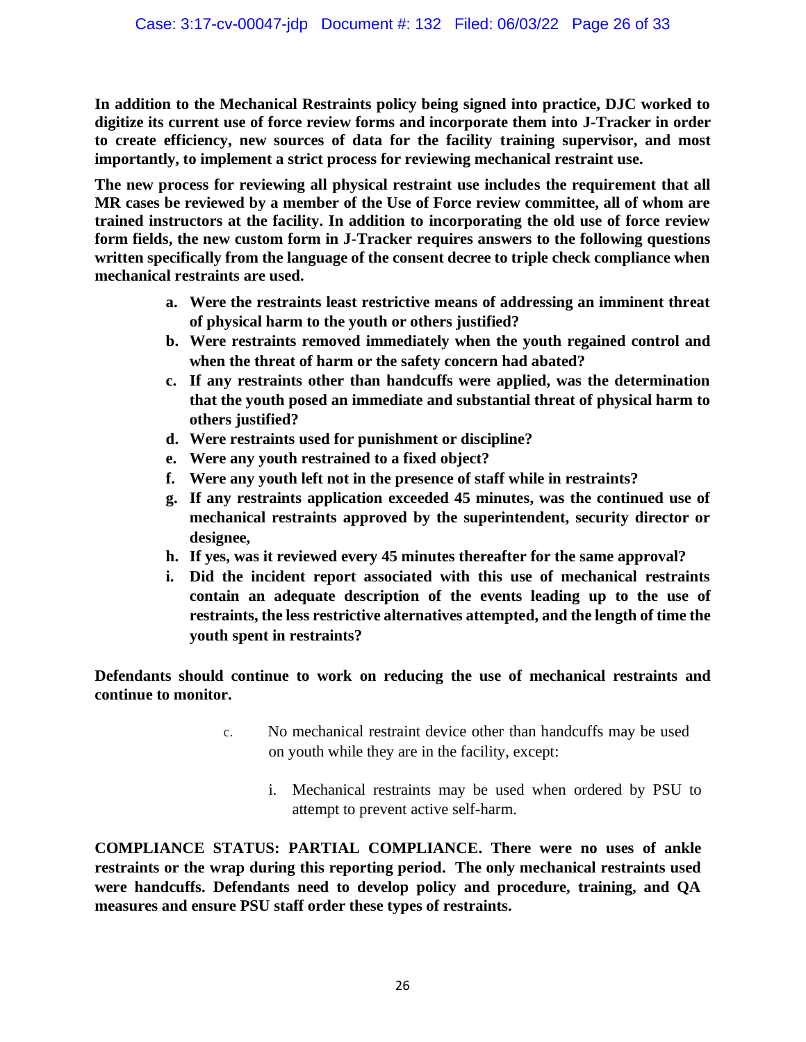**In addition to the Mechanical Restraints policy being signed into practice, DJC worked to digitize its current use of force review forms and incorporate them into J-Tracker in order to create efficiency, new sources of data for the facility training supervisor, and most importantly, to implement a strict process for reviewing mechanical restraint use.**

**The new process for reviewing all physical restraint use includes the requirement that all MR cases be reviewed by a member of the Use of Force review committee, all of whom are trained instructors at the facility. In addition to incorporating the old use of force review form fields, the new custom form in J-Tracker requires answers to the following questions written specifically from the language of the consent decree to triple check compliance when mechanical restraints are used.**

- **a. Were the restraints least restrictive means of addressing an imminent threat of physical harm to the youth or others justified?**
- **b. Were restraints removed immediately when the youth regained control and when the threat of harm or the safety concern had abated?**
- **c. If any restraints other than handcuffs were applied, was the determination that the youth posed an immediate and substantial threat of physical harm to others justified?**
- **d. Were restraints used for punishment or discipline?**
- **e. Were any youth restrained to a fixed object?**
- **f. Were any youth left not in the presence of staff while in restraints?**
- **g. If any restraints application exceeded 45 minutes, was the continued use of mechanical restraints approved by the superintendent, security director or designee,**
- **h. If yes, was it reviewed every 45 minutes thereafter for the same approval?**
- **i. Did the incident report associated with this use of mechanical restraints contain an adequate description of the events leading up to the use of restraints, the less restrictive alternatives attempted, and the length of time the youth spent in restraints?**

**Defendants should continue to work on reducing the use of mechanical restraints and continue to monitor.**

c. No mechanical restraint device other than handcuffs may be used on youth while they are in the facility, except:

  i. Mechanical restraints may be used when ordered by PSU to attempt to prevent active self-harm.

**COMPLIANCE STATUS: PARTIAL COMPLIANCE. There were no uses of ankle restraints or the wrap during this reporting period. The only mechanical restraints used were handcuffs. Defendants need to develop policy and procedure, training, and QA measures and ensure PSU staff order these types of restraints.**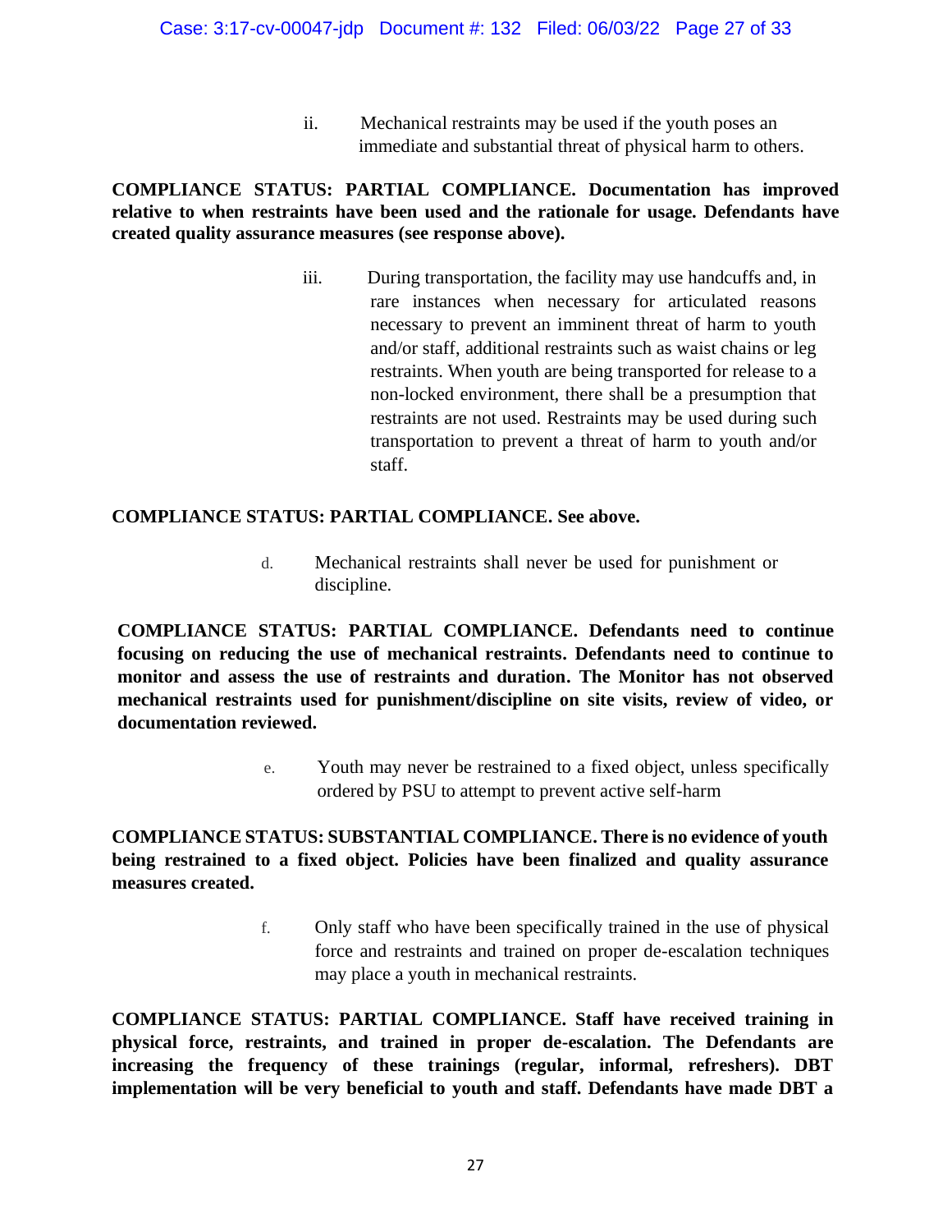ii. Mechanical restraints may be used if the youth poses an immediate and substantial threat of physical harm to others.

**COMPLIANCE STATUS: PARTIAL COMPLIANCE. Documentation has improved relative to when restraints have been used and the rationale for usage. Defendants have created quality assurance measures (see response above).**

iii. During transportation, the facility may use handcuffs and, in rare instances when necessary for articulated reasons necessary to prevent an imminent threat of harm to youth and/or staff, additional restraints such as waist chains or leg restraints. When youth are being transported for release to a non-locked environment, there shall be a presumption that restraints are not used. Restraints may be used during such transportation to prevent a threat of harm to youth and/or staff.

**COMPLIANCE STATUS: PARTIAL COMPLIANCE. See above.**

d. Mechanical restraints shall never be used for punishment or discipline.

**COMPLIANCE STATUS: PARTIAL COMPLIANCE. Defendants need to continue focusing on reducing the use of mechanical restraints. Defendants need to continue to monitor and assess the use of restraints and duration. The Monitor has not observed mechanical restraints used for punishment/discipline on site visits, review of video, or documentation reviewed.**

e. Youth may never be restrained to a fixed object, unless specifically ordered by PSU to attempt to prevent active self-harm

**COMPLIANCE STATUS: SUBSTANTIAL COMPLIANCE. There is no evidence of youth being restrained to a fixed object. Policies have been finalized and quality assurance measures created.**

f. Only staff who have been specifically trained in the use of physical force and restraints and trained on proper de-escalation techniques may place a youth in mechanical restraints.

**COMPLIANCE STATUS: PARTIAL COMPLIANCE. Staff have received training in physical force, restraints, and trained in proper de-escalation. The Defendants are increasing the frequency of these trainings (regular, informal, refreshers). DBT implementation will be very beneficial to youth and staff. Defendants have made DBT a**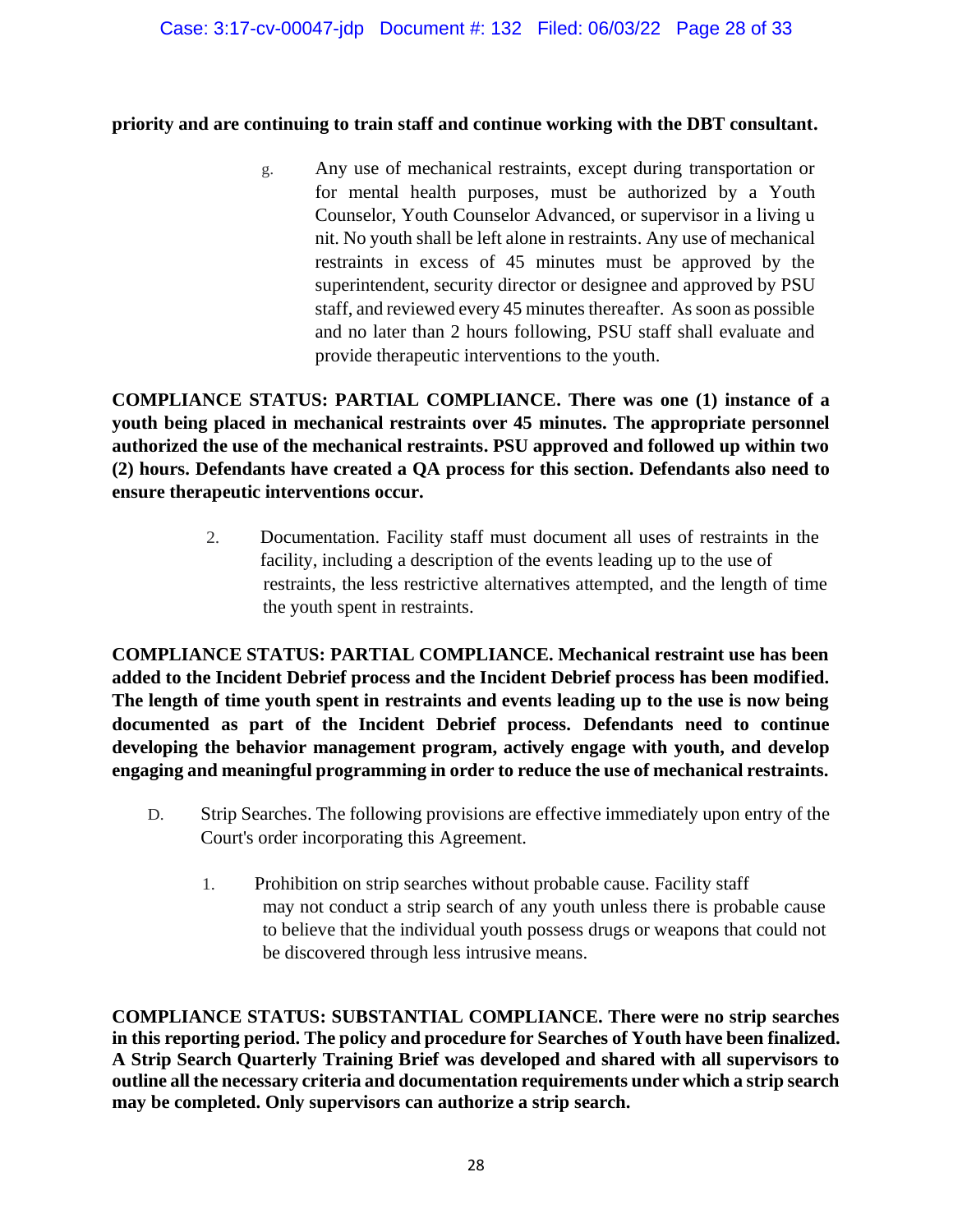**priority and are continuing to train staff and continue working with the DBT consultant.**

g. Any use of mechanical restraints, except during transportation or for mental health purposes, must be authorized by a Youth Counselor, Youth Counselor Advanced, or supervisor in a living u nit. No youth shall be left alone in restraints. Any use of mechanical restraints in excess of 45 minutes must be approved by the superintendent, security director or designee and approved by PSU staff, and reviewed every 45 minutes thereafter. As soon as possible and no later than 2 hours following, PSU staff shall evaluate and provide therapeutic interventions to the youth.

**COMPLIANCE STATUS: PARTIAL COMPLIANCE. There was one (1) instance of a youth being placed in mechanical restraints over 45 minutes. The appropriate personnel authorized the use of the mechanical restraints. PSU approved and followed up within two (2) hours. Defendants have created a QA process for this section. Defendants also need to ensure therapeutic interventions occur.**

2. Documentation. Facility staff must document all uses of restraints in the facility, including a description of the events leading up to the use of restraints, the less restrictive alternatives attempted, and the length of time the youth spent in restraints.

**COMPLIANCE STATUS: PARTIAL COMPLIANCE. Mechanical restraint use has been added to the Incident Debrief process and the Incident Debrief process has been modified. The length of time youth spent in restraints and events leading up to the use is now being documented as part of the Incident Debrief process. Defendants need to continue developing the behavior management program, actively engage with youth, and develop engaging and meaningful programming in order to reduce the use of mechanical restraints.**

D. Strip Searches. The following provisions are effective immediately upon entry of the Court's order incorporating this Agreement.

1. Prohibition on strip searches without probable cause. Facility staff may not conduct a strip search of any youth unless there is probable cause to believe that the individual youth possess drugs or weapons that could not be discovered through less intrusive means.

**COMPLIANCE STATUS: SUBSTANTIAL COMPLIANCE. There were no strip searches in this reporting period. The policy and procedure for Searches of Youth have been finalized. A Strip Search Quarterly Training Brief was developed and shared with all supervisors to outline all the necessary criteria and documentation requirements under which a strip search may be completed. Only supervisors can authorize a strip search.**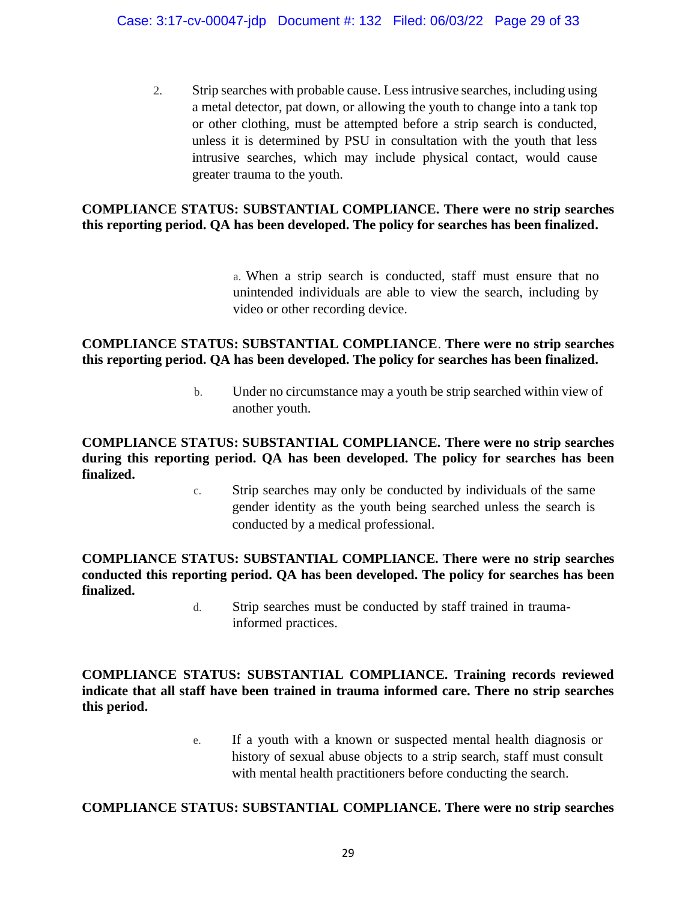2. Strip searches with probable cause. Less intrusive searches, including using a metal detector, pat down, or allowing the youth to change into a tank top or other clothing, must be attempted before a strip search is conducted, unless it is determined by PSU in consultation with the youth that less intrusive searches, which may include physical contact, would cause greater trauma to the youth.

**COMPLIANCE STATUS: SUBSTANTIAL COMPLIANCE. There were no strip searches this reporting period. QA has been developed. The policy for searches has been finalized.**

a. When a strip search is conducted, staff must ensure that no unintended individuals are able to view the search, including by video or other recording device.

**COMPLIANCE STATUS: SUBSTANTIAL COMPLIANCE. There were no strip searches this reporting period. QA has been developed. The policy for searches has been finalized.**

b. Under no circumstance may a youth be strip searched within view of another youth.

**COMPLIANCE STATUS: SUBSTANTIAL COMPLIANCE. There were no strip searches during this reporting period. QA has been developed. The policy for searches has been finalized.**

c. Strip searches may only be conducted by individuals of the same gender identity as the youth being searched unless the search is conducted by a medical professional.

**COMPLIANCE STATUS: SUBSTANTIAL COMPLIANCE. There were no strip searches conducted this reporting period. QA has been developed. The policy for searches has been finalized.**

d. Strip searches must be conducted by staff trained in trauma-informed practices.

**COMPLIANCE STATUS: SUBSTANTIAL COMPLIANCE. Training records reviewed indicate that all staff have been trained in trauma informed care. There no strip searches this period.**

e. If a youth with a known or suspected mental health diagnosis or history of sexual abuse objects to a strip search, staff must consult with mental health practitioners before conducting the search.

**COMPLIANCE STATUS: SUBSTANTIAL COMPLIANCE. There were no strip searches**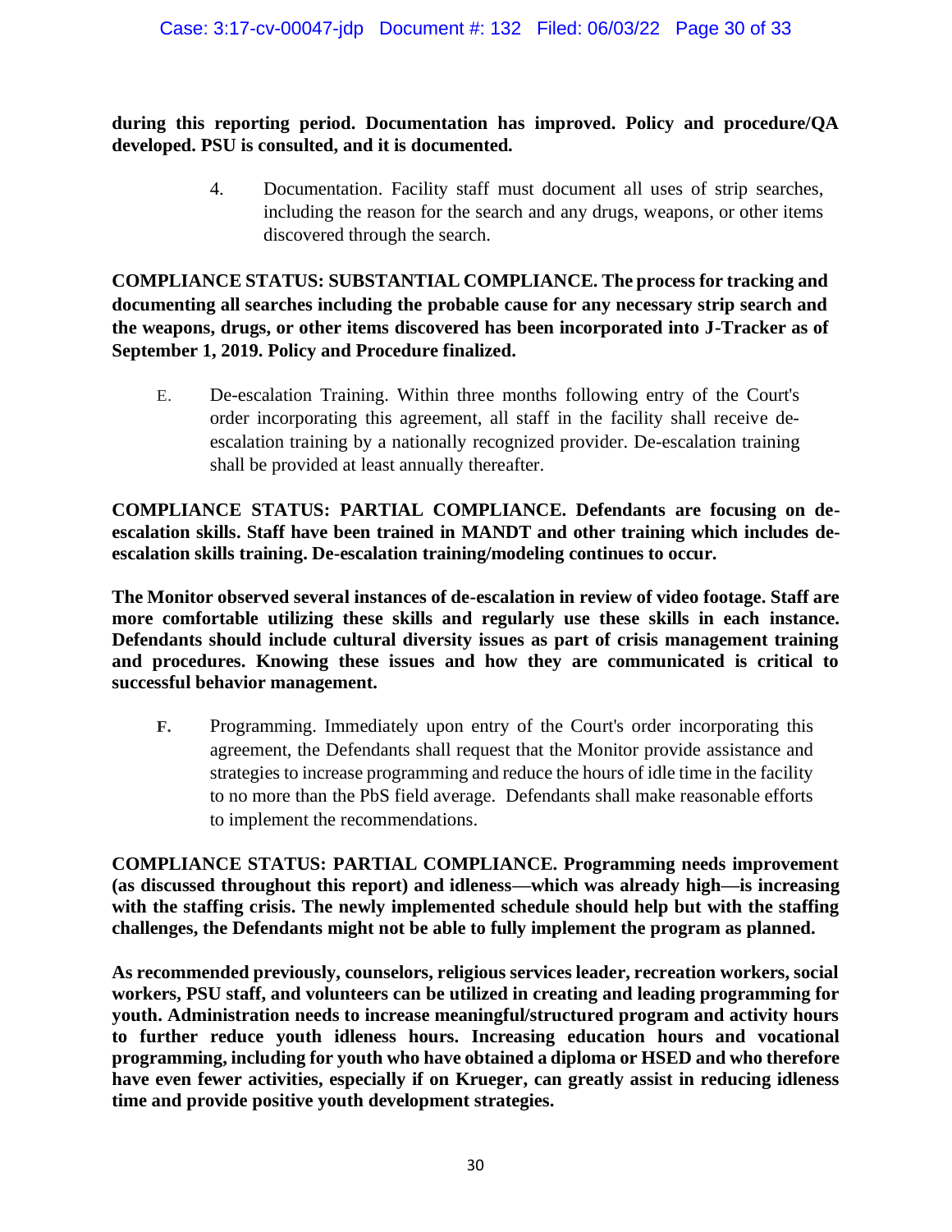**during this reporting period. Documentation has improved. Policy and procedure/QA developed. PSU is consulted, and it is documented.**

> 4. Documentation. Facility staff must document all uses of strip searches, including the reason for the search and any drugs, weapons, or other items discovered through the search.

**COMPLIANCE STATUS: SUBSTANTIAL COMPLIANCE. The process for tracking and documenting all searches including the probable cause for any necessary strip search and the weapons, drugs, or other items discovered has been incorporated into J-Tracker as of September 1, 2019. Policy and Procedure finalized.**

> E. De-escalation Training. Within three months following entry of the Court's order incorporating this agreement, all staff in the facility shall receive de-escalation training by a nationally recognized provider. De-escalation training shall be provided at least annually thereafter.

**COMPLIANCE STATUS: PARTIAL COMPLIANCE. Defendants are focusing on de-escalation skills. Staff have been trained in MANDT and other training which includes de-escalation skills training. De-escalation training/modeling continues to occur.**

**The Monitor observed several instances of de-escalation in review of video footage. Staff are more comfortable utilizing these skills and regularly use these skills in each instance. Defendants should include cultural diversity issues as part of crisis management training and procedures. Knowing these issues and how they are communicated is critical to successful behavior management.**

> **F.** Programming. Immediately upon entry of the Court's order incorporating this agreement, the Defendants shall request that the Monitor provide assistance and strategies to increase programming and reduce the hours of idle time in the facility to no more than the PbS field average. Defendants shall make reasonable efforts to implement the recommendations.

**COMPLIANCE STATUS: PARTIAL COMPLIANCE. Programming needs improvement (as discussed throughout this report) and idleness—which was already high—is increasing with the staffing crisis. The newly implemented schedule should help but with the staffing challenges, the Defendants might not be able to fully implement the program as planned.**

**As recommended previously, counselors, religious services leader, recreation workers, social workers, PSU staff, and volunteers can be utilized in creating and leading programming for youth. Administration needs to increase meaningful/structured program and activity hours to further reduce youth idleness hours. Increasing education hours and vocational programming, including for youth who have obtained a diploma or HSED and who therefore have even fewer activities, especially if on Krueger, can greatly assist in reducing idleness time and provide positive youth development strategies.**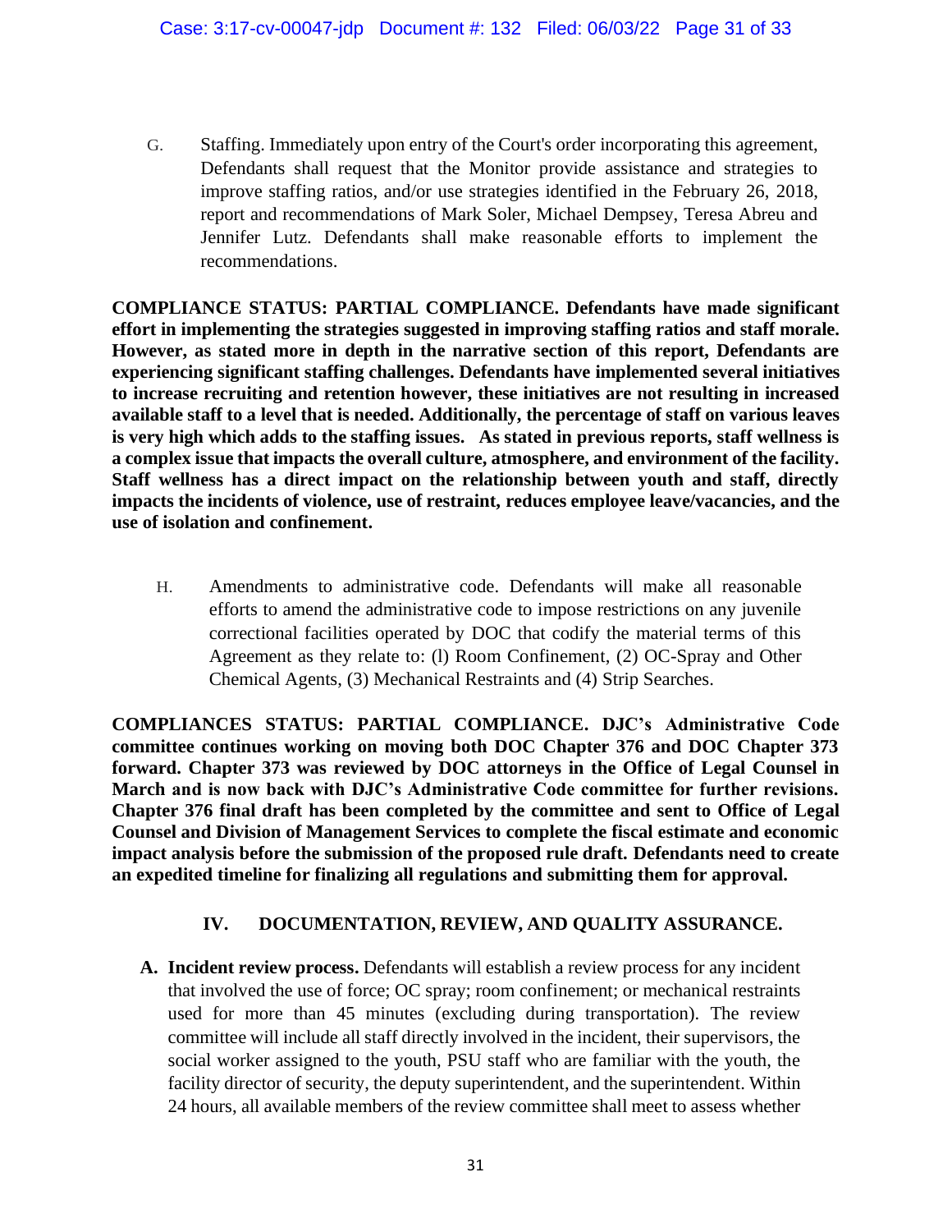G. Staffing. Immediately upon entry of the Court's order incorporating this agreement, Defendants shall request that the Monitor provide assistance and strategies to improve staffing ratios, and/or use strategies identified in the February 26, 2018, report and recommendations of Mark Soler, Michael Dempsey, Teresa Abreu and Jennifer Lutz. Defendants shall make reasonable efforts to implement the recommendations.

**COMPLIANCE STATUS: PARTIAL COMPLIANCE. Defendants have made significant effort in implementing the strategies suggested in improving staffing ratios and staff morale. However, as stated more in depth in the narrative section of this report, Defendants are experiencing significant staffing challenges. Defendants have implemented several initiatives to increase recruiting and retention however, these initiatives are not resulting in increased available staff to a level that is needed. Additionally, the percentage of staff on various leaves is very high which adds to the staffing issues. As stated in previous reports, staff wellness is a complex issue that impacts the overall culture, atmosphere, and environment of the facility. Staff wellness has a direct impact on the relationship between youth and staff, directly impacts the incidents of violence, use of restraint, reduces employee leave/vacancies, and the use of isolation and confinement.**

H. Amendments to administrative code. Defendants will make all reasonable efforts to amend the administrative code to impose restrictions on any juvenile correctional facilities operated by DOC that codify the material terms of this Agreement as they relate to: (l) Room Confinement, (2) OC-Spray and Other Chemical Agents, (3) Mechanical Restraints and (4) Strip Searches.

**COMPLIANCES STATUS: PARTIAL COMPLIANCE. DJC's Administrative Code committee continues working on moving both DOC Chapter 376 and DOC Chapter 373 forward. Chapter 373 was reviewed by DOC attorneys in the Office of Legal Counsel in March and is now back with DJC's Administrative Code committee for further revisions. Chapter 376 final draft has been completed by the committee and sent to Office of Legal Counsel and Division of Management Services to complete the fiscal estimate and economic impact analysis before the submission of the proposed rule draft. Defendants need to create an expedited timeline for finalizing all regulations and submitting them for approval.**

## IV. DOCUMENTATION, REVIEW, AND QUALITY ASSURANCE.

**A. Incident review process.** Defendants will establish a review process for any incident that involved the use of force; OC spray; room confinement; or mechanical restraints used for more than 45 minutes (excluding during transportation). The review committee will include all staff directly involved in the incident, their supervisors, the social worker assigned to the youth, PSU staff who are familiar with the youth, the facility director of security, the deputy superintendent, and the superintendent. Within 24 hours, all available members of the review committee shall meet to assess whether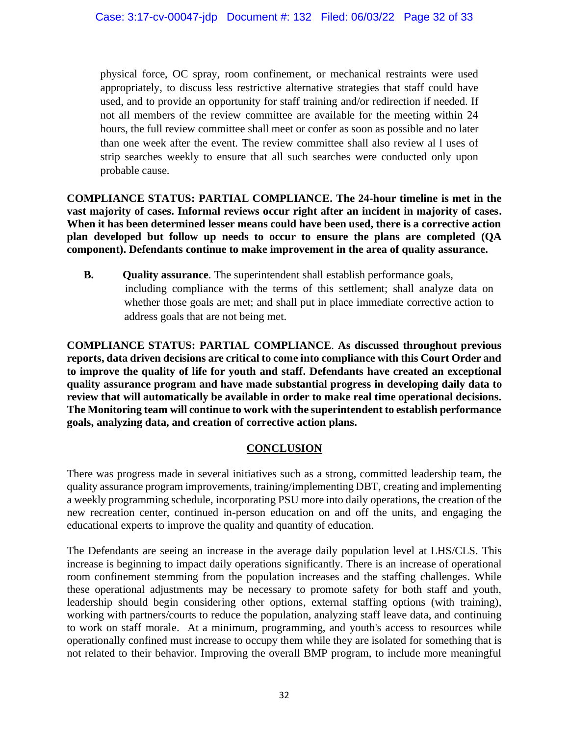physical force, OC spray, room confinement, or mechanical restraints were used appropriately, to discuss less restrictive alternative strategies that staff could have used, and to provide an opportunity for staff training and/or redirection if needed. If not all members of the review committee are available for the meeting within 24 hours, the full review committee shall meet or confer as soon as possible and no later than one week after the event. The review committee shall also review al l uses of strip searches weekly to ensure that all such searches were conducted only upon probable cause.

**COMPLIANCE STATUS: PARTIAL COMPLIANCE. The 24-hour timeline is met in the vast majority of cases. Informal reviews occur right after an incident in majority of cases. When it has been determined lesser means could have been used, there is a corrective action plan developed but follow up needs to occur to ensure the plans are completed (QA component). Defendants continue to make improvement in the area of quality assurance.**

**B.** **Quality assurance**. The superintendent shall establish performance goals, including compliance with the terms of this settlement; shall analyze data on whether those goals are met; and shall put in place immediate corrective action to address goals that are not being met.

**COMPLIANCE STATUS: PARTIAL COMPLIANCE**. **As discussed throughout previous reports, data driven decisions are critical to come into compliance with this Court Order and to improve the quality of life for youth and staff. Defendants have created an exceptional quality assurance program and have made substantial progress in developing daily data to review that will automatically be available in order to make real time operational decisions. The Monitoring team will continue to work with the superintendent to establish performance goals, analyzing data, and creation of corrective action plans.**

## CONCLUSION

There was progress made in several initiatives such as a strong, committed leadership team, the quality assurance program improvements, training/implementing DBT, creating and implementing a weekly programming schedule, incorporating PSU more into daily operations, the creation of the new recreation center, continued in-person education on and off the units, and engaging the educational experts to improve the quality and quantity of education.

The Defendants are seeing an increase in the average daily population level at LHS/CLS. This increase is beginning to impact daily operations significantly. There is an increase of operational room confinement stemming from the population increases and the staffing challenges. While these operational adjustments may be necessary to promote safety for both staff and youth, leadership should begin considering other options, external staffing options (with training), working with partners/courts to reduce the population, analyzing staff leave data, and continuing to work on staff morale. At a minimum, programming, and youth's access to resources while operationally confined must increase to occupy them while they are isolated for something that is not related to their behavior. Improving the overall BMP program, to include more meaningful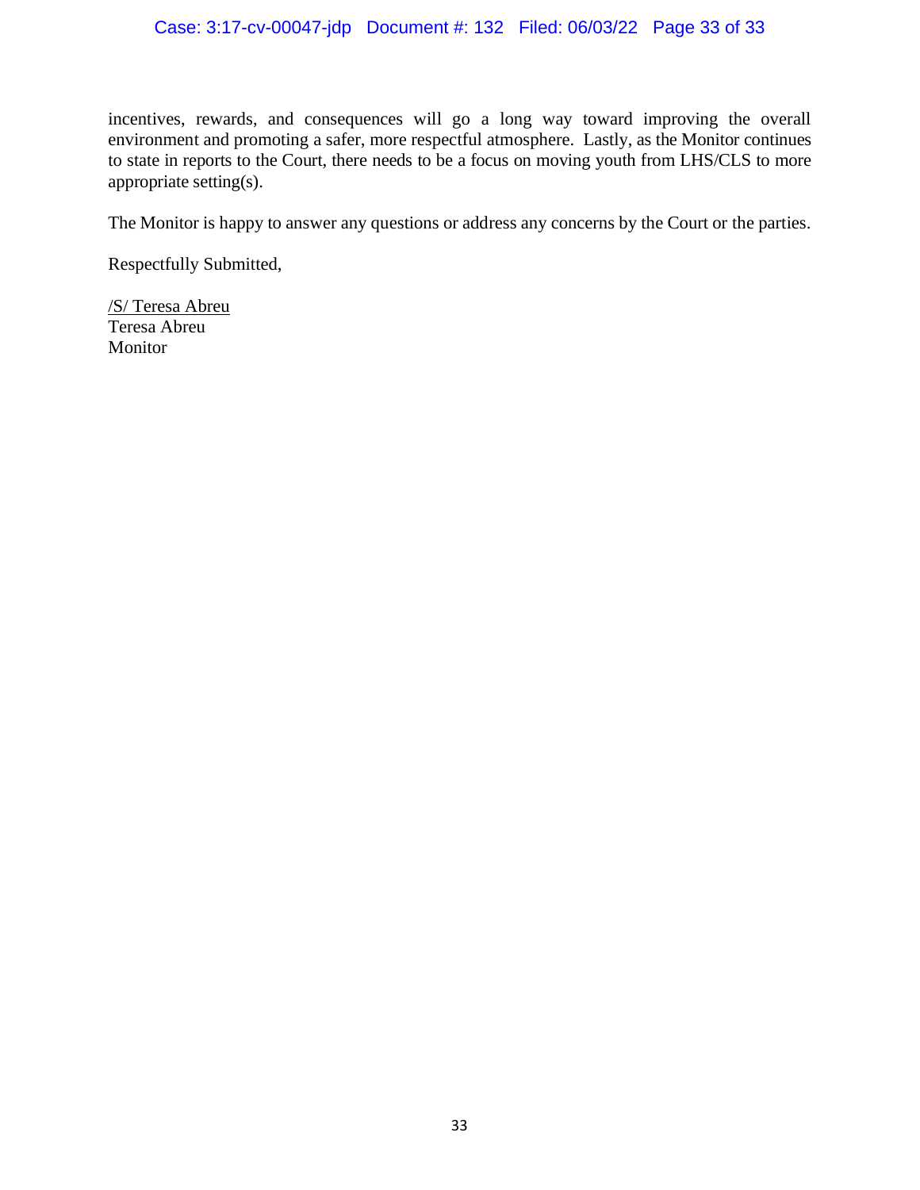incentives, rewards, and consequences will go a long way toward improving the overall environment and promoting a safer, more respectful atmosphere. Lastly, as the Monitor continues to state in reports to the Court, there needs to be a focus on moving youth from LHS/CLS to more appropriate setting(s).

The Monitor is happy to answer any questions or address any concerns by the Court or the parties.

Respectfully Submitted,

/S/ Teresa Abreu
Teresa Abreu
Monitor